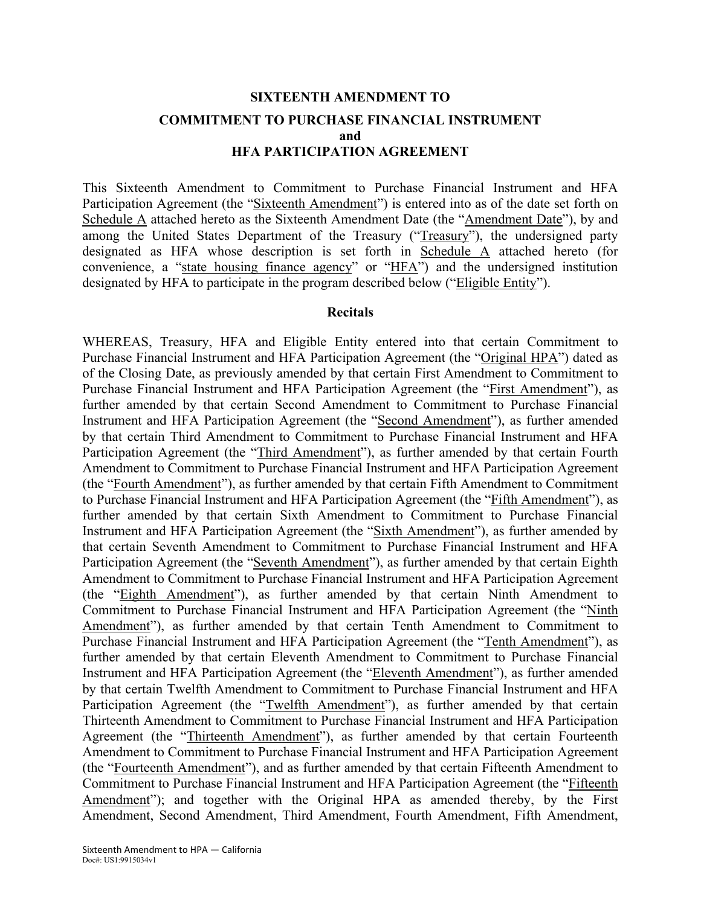**SIXTEENTH AMENDMENT TO**

**COMMITMENT TO PURCHASE FINANCIAL INSTRUMENT**
**and**
**HFA PARTICIPATION AGREEMENT**

This Sixteenth Amendment to Commitment to Purchase Financial Instrument and HFA Participation Agreement (the "Sixteenth Amendment") is entered into as of the date set forth on Schedule A attached hereto as the Sixteenth Amendment Date (the "Amendment Date"), by and among the United States Department of the Treasury ("Treasury"), the undersigned party designated as HFA whose description is set forth in Schedule A attached hereto (for convenience, a "state housing finance agency" or "HFA") and the undersigned institution designated by HFA to participate in the program described below ("Eligible Entity").

**Recitals**

WHEREAS, Treasury, HFA and Eligible Entity entered into that certain Commitment to Purchase Financial Instrument and HFA Participation Agreement (the "Original HPA") dated as of the Closing Date, as previously amended by that certain First Amendment to Commitment to Purchase Financial Instrument and HFA Participation Agreement (the "First Amendment"), as further amended by that certain Second Amendment to Commitment to Purchase Financial Instrument and HFA Participation Agreement (the "Second Amendment"), as further amended by that certain Third Amendment to Commitment to Purchase Financial Instrument and HFA Participation Agreement (the "Third Amendment"), as further amended by that certain Fourth Amendment to Commitment to Purchase Financial Instrument and HFA Participation Agreement (the "Fourth Amendment"), as further amended by that certain Fifth Amendment to Commitment to Purchase Financial Instrument and HFA Participation Agreement (the "Fifth Amendment"), as further amended by that certain Sixth Amendment to Commitment to Purchase Financial Instrument and HFA Participation Agreement (the "Sixth Amendment"), as further amended by that certain Seventh Amendment to Commitment to Purchase Financial Instrument and HFA Participation Agreement (the "Seventh Amendment"), as further amended by that certain Eighth Amendment to Commitment to Purchase Financial Instrument and HFA Participation Agreement (the "Eighth Amendment"), as further amended by that certain Ninth Amendment to Commitment to Purchase Financial Instrument and HFA Participation Agreement (the "Ninth Amendment"), as further amended by that certain Tenth Amendment to Commitment to Purchase Financial Instrument and HFA Participation Agreement (the "Tenth Amendment"), as further amended by that certain Eleventh Amendment to Commitment to Purchase Financial Instrument and HFA Participation Agreement (the "Eleventh Amendment"), as further amended by that certain Twelfth Amendment to Commitment to Purchase Financial Instrument and HFA Participation Agreement (the "Twelfth Amendment"), as further amended by that certain Thirteenth Amendment to Commitment to Purchase Financial Instrument and HFA Participation Agreement (the "Thirteenth Amendment"), as further amended by that certain Fourteenth Amendment to Commitment to Purchase Financial Instrument and HFA Participation Agreement (the "Fourteenth Amendment"), and as further amended by that certain Fifteenth Amendment to Commitment to Purchase Financial Instrument and HFA Participation Agreement (the "Fifteenth Amendment"); and together with the Original HPA as amended thereby, by the First Amendment, Second Amendment, Third Amendment, Fourth Amendment, Fifth Amendment,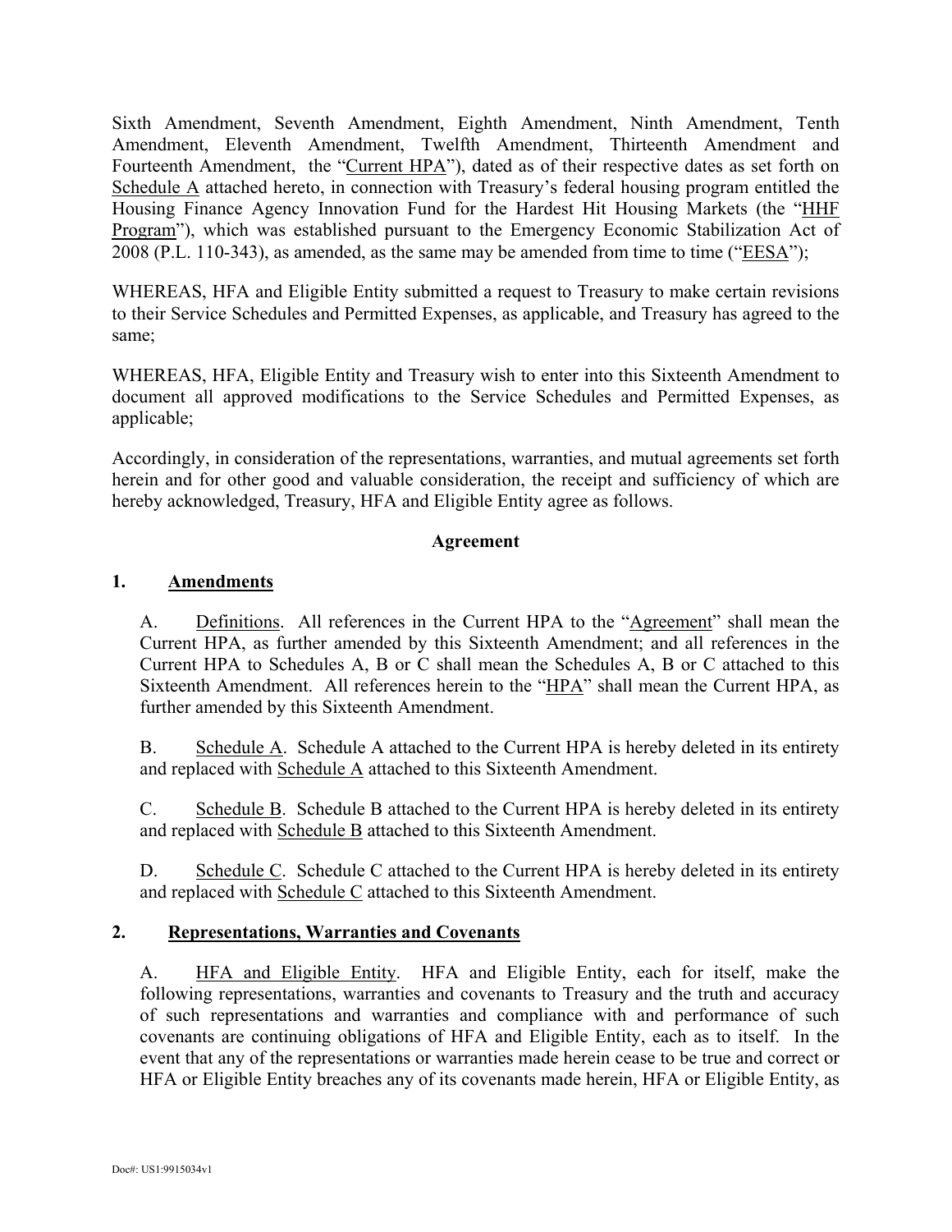Sixth Amendment, Seventh Amendment, Eighth Amendment, Ninth Amendment, Tenth Amendment, Eleventh Amendment, Twelfth Amendment, Thirteenth Amendment and Fourteenth Amendment, the "Current HPA"), dated as of their respective dates as set forth on Schedule A attached hereto, in connection with Treasury's federal housing program entitled the Housing Finance Agency Innovation Fund for the Hardest Hit Housing Markets (the "HHF Program"), which was established pursuant to the Emergency Economic Stabilization Act of 2008 (P.L. 110-343), as amended, as the same may be amended from time to time ("EESA");

WHEREAS, HFA and Eligible Entity submitted a request to Treasury to make certain revisions to their Service Schedules and Permitted Expenses, as applicable, and Treasury has agreed to the same;

WHEREAS, HFA, Eligible Entity and Treasury wish to enter into this Sixteenth Amendment to document all approved modifications to the Service Schedules and Permitted Expenses, as applicable;

Accordingly, in consideration of the representations, warranties, and mutual agreements set forth herein and for other good and valuable consideration, the receipt and sufficiency of which are hereby acknowledged, Treasury, HFA and Eligible Entity agree as follows.

**Agreement**

**1. Amendments**

A. Definitions. All references in the Current HPA to the "Agreement" shall mean the Current HPA, as further amended by this Sixteenth Amendment; and all references in the Current HPA to Schedules A, B or C shall mean the Schedules A, B or C attached to this Sixteenth Amendment. All references herein to the "HPA" shall mean the Current HPA, as further amended by this Sixteenth Amendment.

B. Schedule A. Schedule A attached to the Current HPA is hereby deleted in its entirety and replaced with Schedule A attached to this Sixteenth Amendment.

C. Schedule B. Schedule B attached to the Current HPA is hereby deleted in its entirety and replaced with Schedule B attached to this Sixteenth Amendment.

D. Schedule C. Schedule C attached to the Current HPA is hereby deleted in its entirety and replaced with Schedule C attached to this Sixteenth Amendment.

**2. Representations, Warranties and Covenants**

A. HFA and Eligible Entity. HFA and Eligible Entity, each for itself, make the following representations, warranties and covenants to Treasury and the truth and accuracy of such representations and warranties and compliance with and performance of such covenants are continuing obligations of HFA and Eligible Entity, each as to itself. In the event that any of the representations or warranties made herein cease to be true and correct or HFA or Eligible Entity breaches any of its covenants made herein, HFA or Eligible Entity, as

Doc#: US1:9915034v1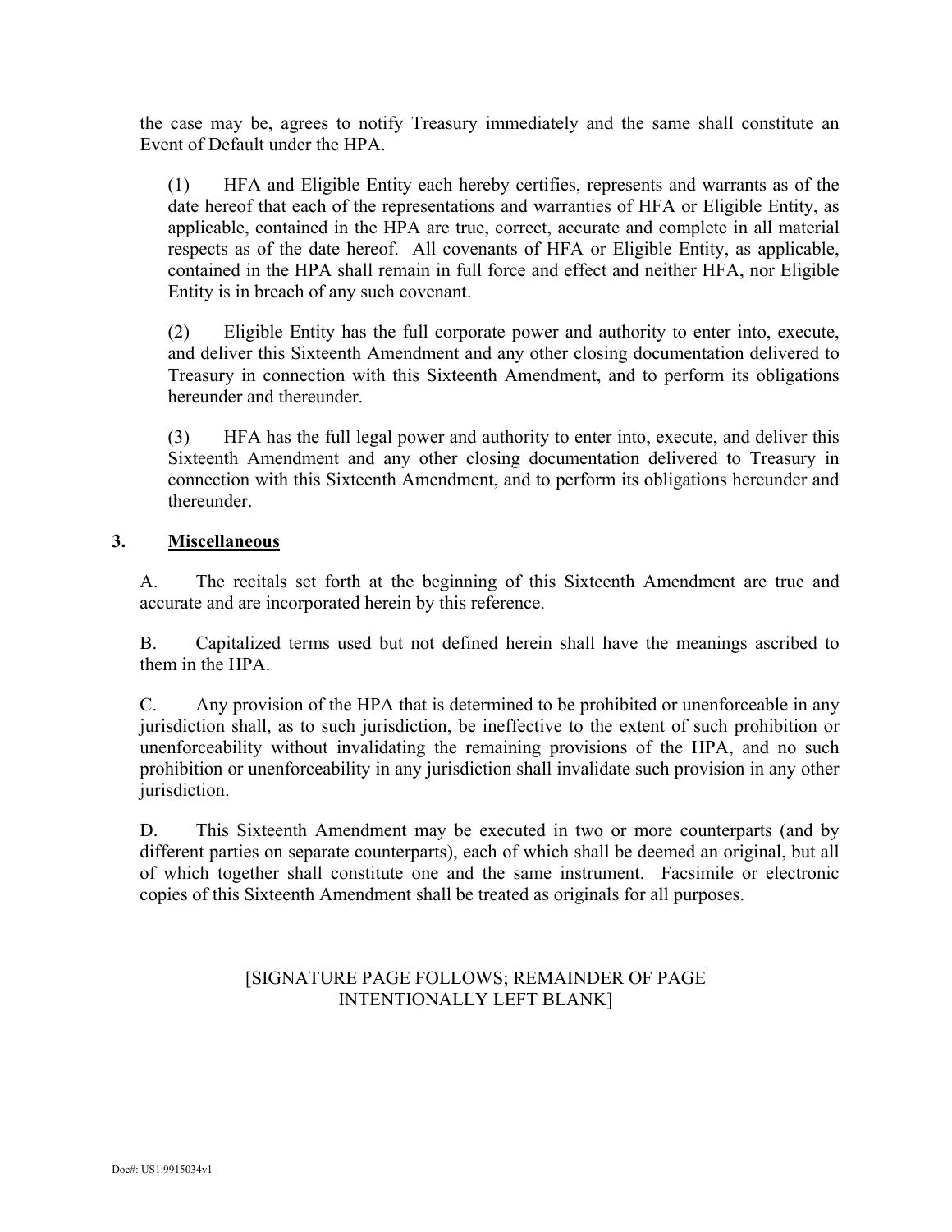the case may be, agrees to notify Treasury immediately and the same shall constitute an Event of Default under the HPA.

(1) HFA and Eligible Entity each hereby certifies, represents and warrants as of the date hereof that each of the representations and warranties of HFA or Eligible Entity, as applicable, contained in the HPA are true, correct, accurate and complete in all material respects as of the date hereof. All covenants of HFA or Eligible Entity, as applicable, contained in the HPA shall remain in full force and effect and neither HFA, nor Eligible Entity is in breach of any such covenant.

(2) Eligible Entity has the full corporate power and authority to enter into, execute, and deliver this Sixteenth Amendment and any other closing documentation delivered to Treasury in connection with this Sixteenth Amendment, and to perform its obligations hereunder and thereunder.

(3) HFA has the full legal power and authority to enter into, execute, and deliver this Sixteenth Amendment and any other closing documentation delivered to Treasury in connection with this Sixteenth Amendment, and to perform its obligations hereunder and thereunder.

## 3. <u>Miscellaneous</u>

A. The recitals set forth at the beginning of this Sixteenth Amendment are true and accurate and are incorporated herein by this reference.

B. Capitalized terms used but not defined herein shall have the meanings ascribed to them in the HPA.

C. Any provision of the HPA that is determined to be prohibited or unenforceable in any jurisdiction shall, as to such jurisdiction, be ineffective to the extent of such prohibition or unenforceability without invalidating the remaining provisions of the HPA, and no such prohibition or unenforceability in any jurisdiction shall invalidate such provision in any other jurisdiction.

D. This Sixteenth Amendment may be executed in two or more counterparts (and by different parties on separate counterparts), each of which shall be deemed an original, but all of which together shall constitute one and the same instrument. Facsimile or electronic copies of this Sixteenth Amendment shall be treated as originals for all purposes.

[SIGNATURE PAGE FOLLOWS; REMAINDER OF PAGE INTENTIONALLY LEFT BLANK]

Doc#: US1:9915034v1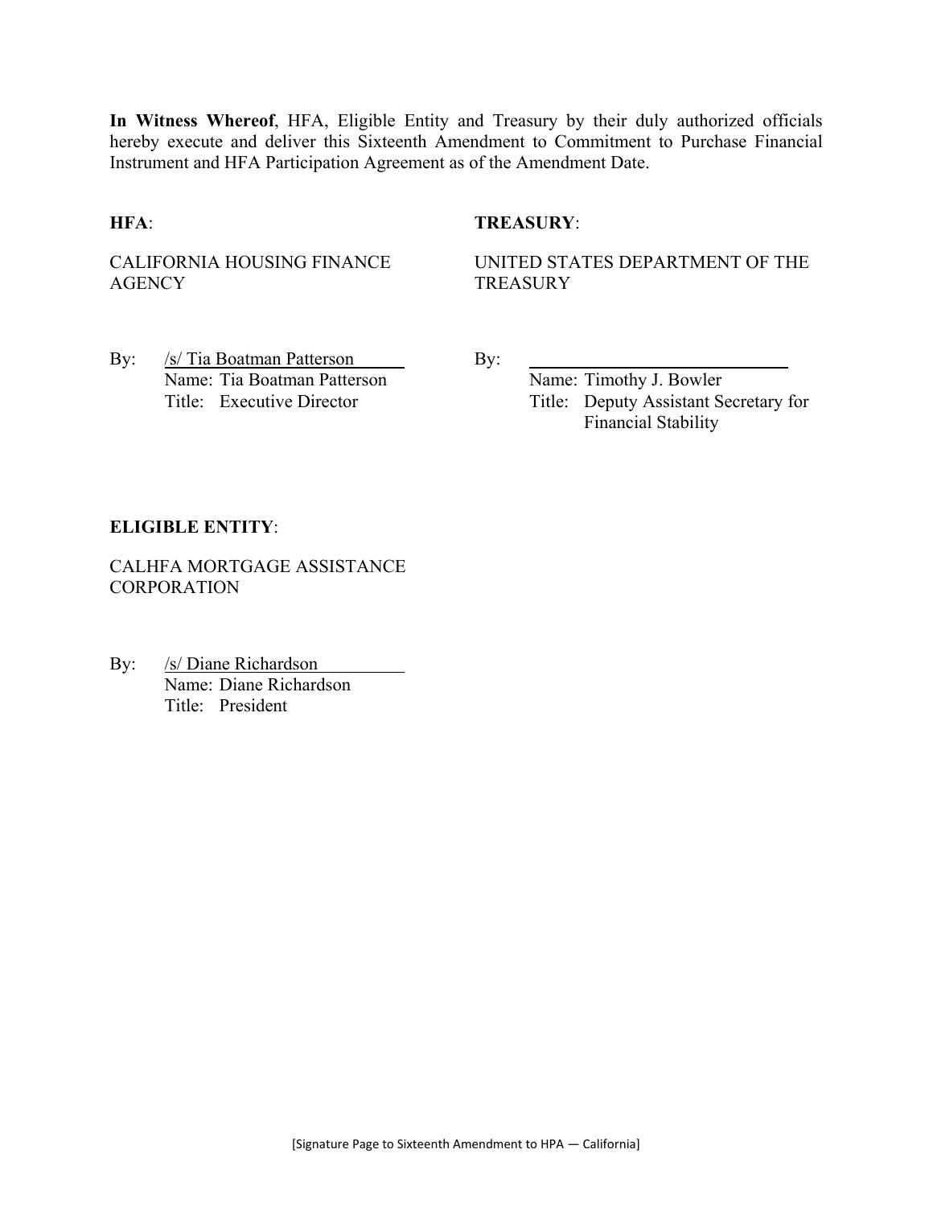**In Witness Whereof**, HFA, Eligible Entity and Treasury by their duly authorized officials hereby execute and deliver this Sixteenth Amendment to Commitment to Purchase Financial Instrument and HFA Participation Agreement as of the Amendment Date.

**HFA**:

CALIFORNIA HOUSING FINANCE AGENCY

By: /s/ Tia Boatman Patterson
Name: Tia Boatman Patterson
Title: Executive Director

**TREASURY**:

UNITED STATES DEPARTMENT OF THE TREASURY

By: ______________________________
Name: Timothy J. Bowler
Title: Deputy Assistant Secretary for Financial Stability

**ELIGIBLE ENTITY**:

CALHFA MORTGAGE ASSISTANCE CORPORATION

By: /s/ Diane Richardson
Name: Diane Richardson
Title: President

[Signature Page to Sixteenth Amendment to HPA — California]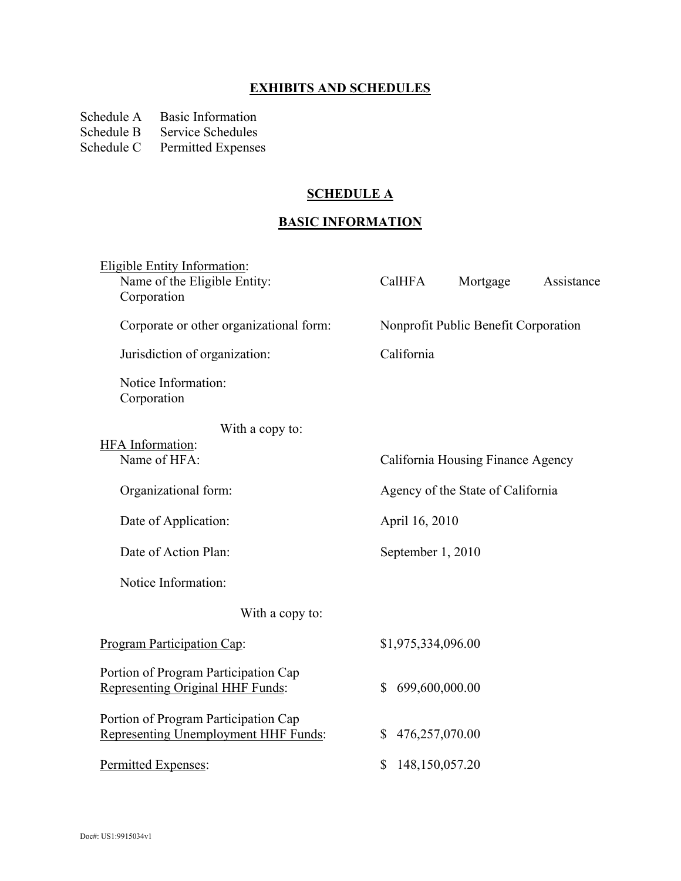## EXHIBITS AND SCHEDULES

Schedule A Basic Information
Schedule B Service Schedules
Schedule C Permitted Expenses

## SCHEDULE A

## BASIC INFORMATION

Eligible Entity Information:

| | |
|---|---|
| Name of the Eligible Entity: | CalHFA Mortgage Assistance Corporation |
| Corporate or other organizational form: | Nonprofit Public Benefit Corporation |
| Jurisdiction of organization: | California |
| Notice Information: Corporation | |
| With a copy to: | |

HFA Information:

| | |
|---|---|
| Name of HFA: | California Housing Finance Agency |
| Organizational form: | Agency of the State of California |
| Date of Application: | April 16, 2010 |
| Date of Action Plan: | September 1, 2010 |
| Notice Information: | |
| With a copy to: | |

| | |
|---|---|
| Program Participation Cap: | $1,975,334,096.00 |
| Portion of Program Participation Cap Representing Original HHF Funds: | $ 699,600,000.00 |
| Portion of Program Participation Cap Representing Unemployment HHF Funds: | $ 476,257,070.00 |
| Permitted Expenses: | $ 148,150,057.20 |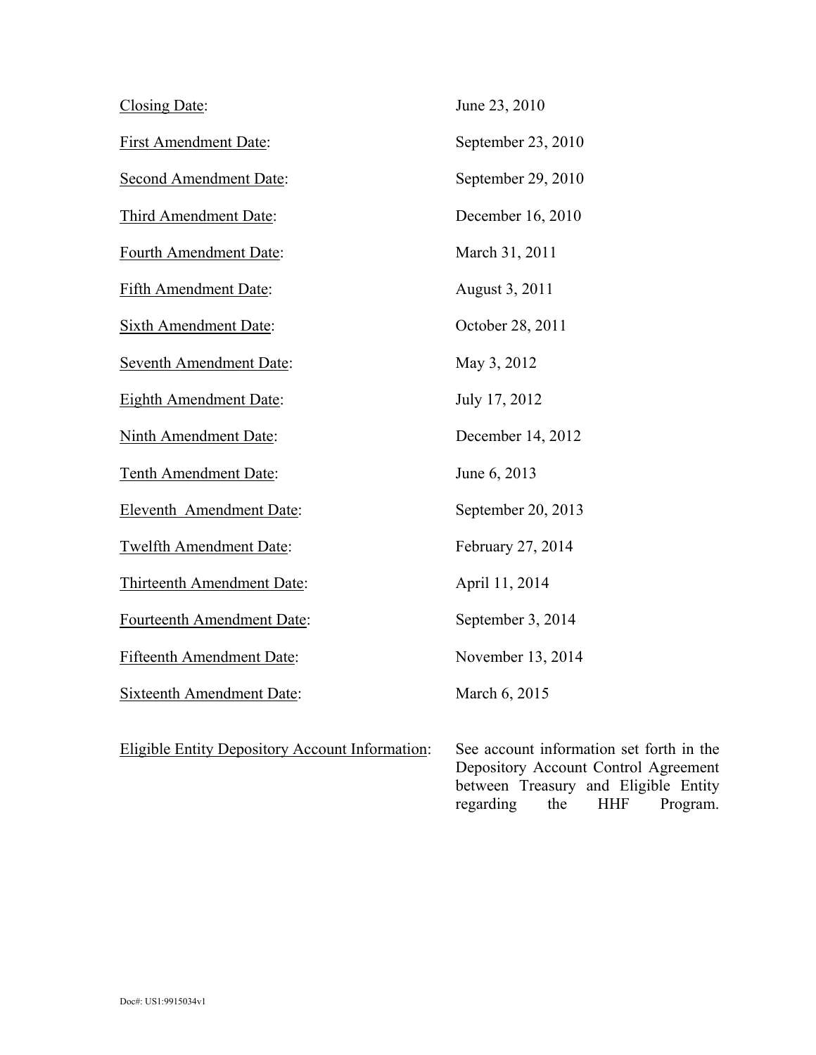| | |
|---|---|
| <u>Closing Date</u>: | June 23, 2010 |
| <u>First Amendment Date</u>: | September 23, 2010 |
| <u>Second Amendment Date</u>: | September 29, 2010 |
| <u>Third Amendment Date</u>: | December 16, 2010 |
| <u>Fourth Amendment Date</u>: | March 31, 2011 |
| <u>Fifth Amendment Date</u>: | August 3, 2011 |
| <u>Sixth Amendment Date</u>: | October 28, 2011 |
| <u>Seventh Amendment Date</u>: | May 3, 2012 |
| <u>Eighth Amendment Date</u>: | July 17, 2012 |
| <u>Ninth Amendment Date</u>: | December 14, 2012 |
| <u>Tenth Amendment Date</u>: | June 6, 2013 |
| <u>Eleventh Amendment Date</u>: | September 20, 2013 |
| <u>Twelfth Amendment Date</u>: | February 27, 2014 |
| <u>Thirteenth Amendment Date</u>: | April 11, 2014 |
| <u>Fourteenth Amendment Date</u>: | September 3, 2014 |
| <u>Fifteenth Amendment Date</u>: | November 13, 2014 |
| <u>Sixteenth Amendment Date</u>: | March 6, 2015 |
| <u>Eligible Entity Depository Account Information</u>: | See account information set forth in the Depository Account Control Agreement between Treasury and Eligible Entity regarding the HHF Program. |

Doc#: US1:9915034v1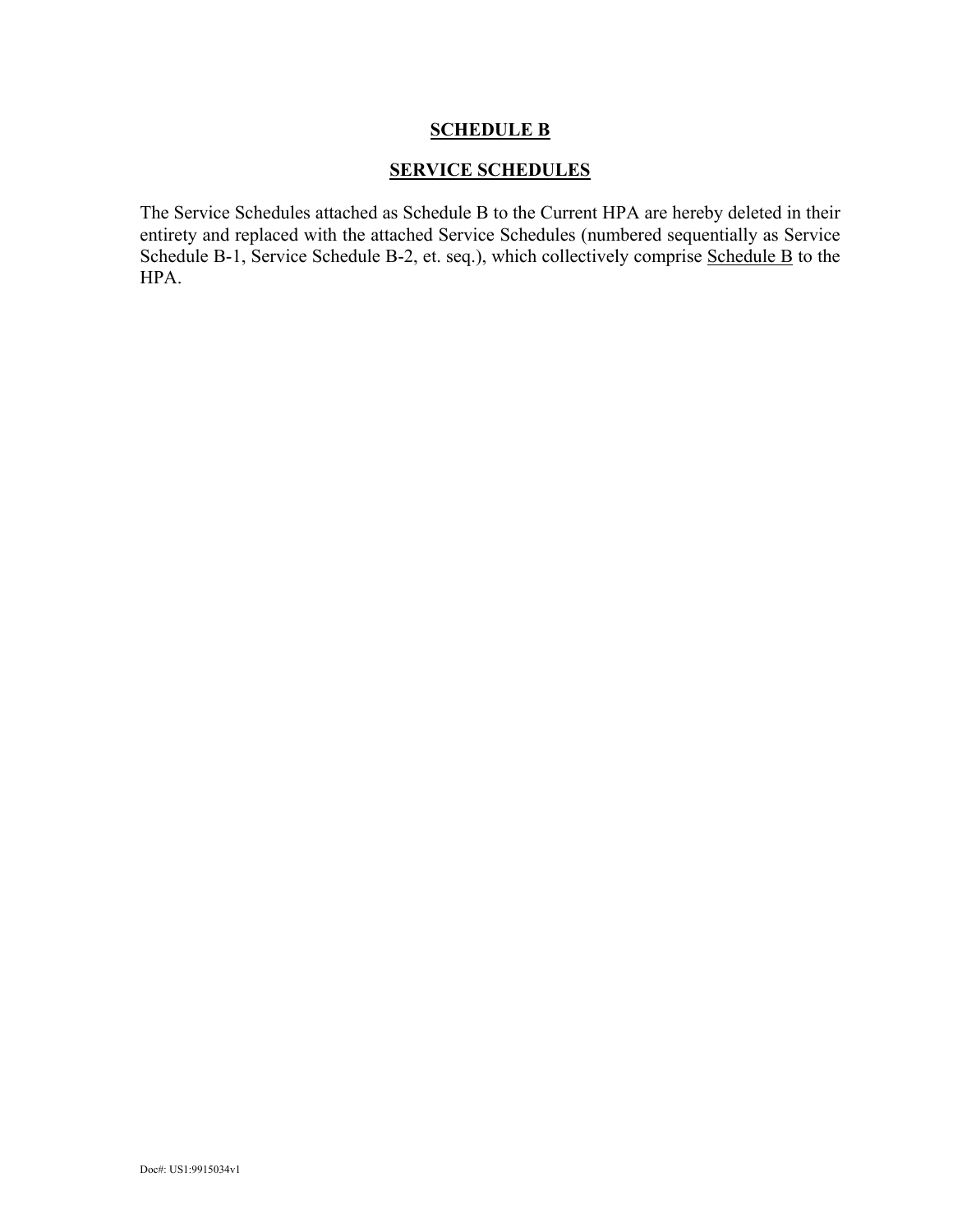# SCHEDULE B

## SERVICE SCHEDULES

The Service Schedules attached as Schedule B to the Current HPA are hereby deleted in their entirety and replaced with the attached Service Schedules (numbered sequentially as Service Schedule B-1, Service Schedule B-2, et. seq.), which collectively comprise Schedule B to the HPA.

Doc#: US1:9915034v1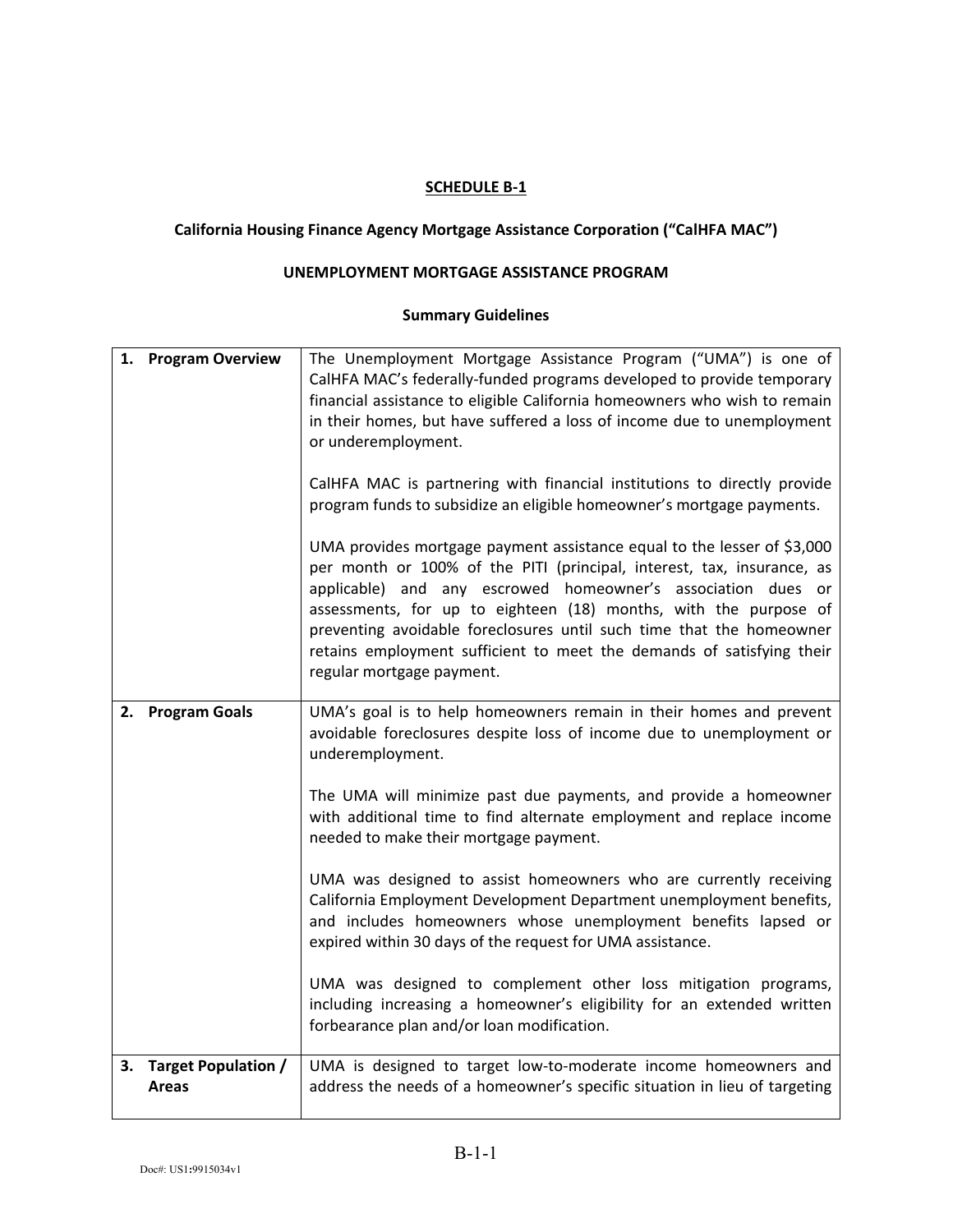**SCHEDULE B-1**

**California Housing Finance Agency Mortgage Assistance Corporation ("CalHFA MAC")**

**UNEMPLOYMENT MORTGAGE ASSISTANCE PROGRAM**

**Summary Guidelines**

| | |
|---|---|
| **1. Program Overview** | The Unemployment Mortgage Assistance Program ("UMA") is one of CalHFA MAC's federally-funded programs developed to provide temporary financial assistance to eligible California homeowners who wish to remain in their homes, but have suffered a loss of income due to unemployment or underemployment.<br><br>CalHFA MAC is partnering with financial institutions to directly provide program funds to subsidize an eligible homeowner's mortgage payments.<br><br>UMA provides mortgage payment assistance equal to the lesser of $3,000 per month or 100% of the PITI (principal, interest, tax, insurance, as applicable) and any escrowed homeowner's association dues or assessments, for up to eighteen (18) months, with the purpose of preventing avoidable foreclosures until such time that the homeowner retains employment sufficient to meet the demands of satisfying their regular mortgage payment. |
| **2. Program Goals** | UMA's goal is to help homeowners remain in their homes and prevent avoidable foreclosures despite loss of income due to unemployment or underemployment.<br><br>The UMA will minimize past due payments, and provide a homeowner with additional time to find alternate employment and replace income needed to make their mortgage payment.<br><br>UMA was designed to assist homeowners who are currently receiving California Employment Development Department unemployment benefits, and includes homeowners whose unemployment benefits lapsed or expired within 30 days of the request for UMA assistance.<br><br>UMA was designed to complement other loss mitigation programs, including increasing a homeowner's eligibility for an extended written forbearance plan and/or loan modification. |
| **3. Target Population / Areas** | UMA is designed to target low-to-moderate income homeowners and address the needs of a homeowner's specific situation in lieu of targeting |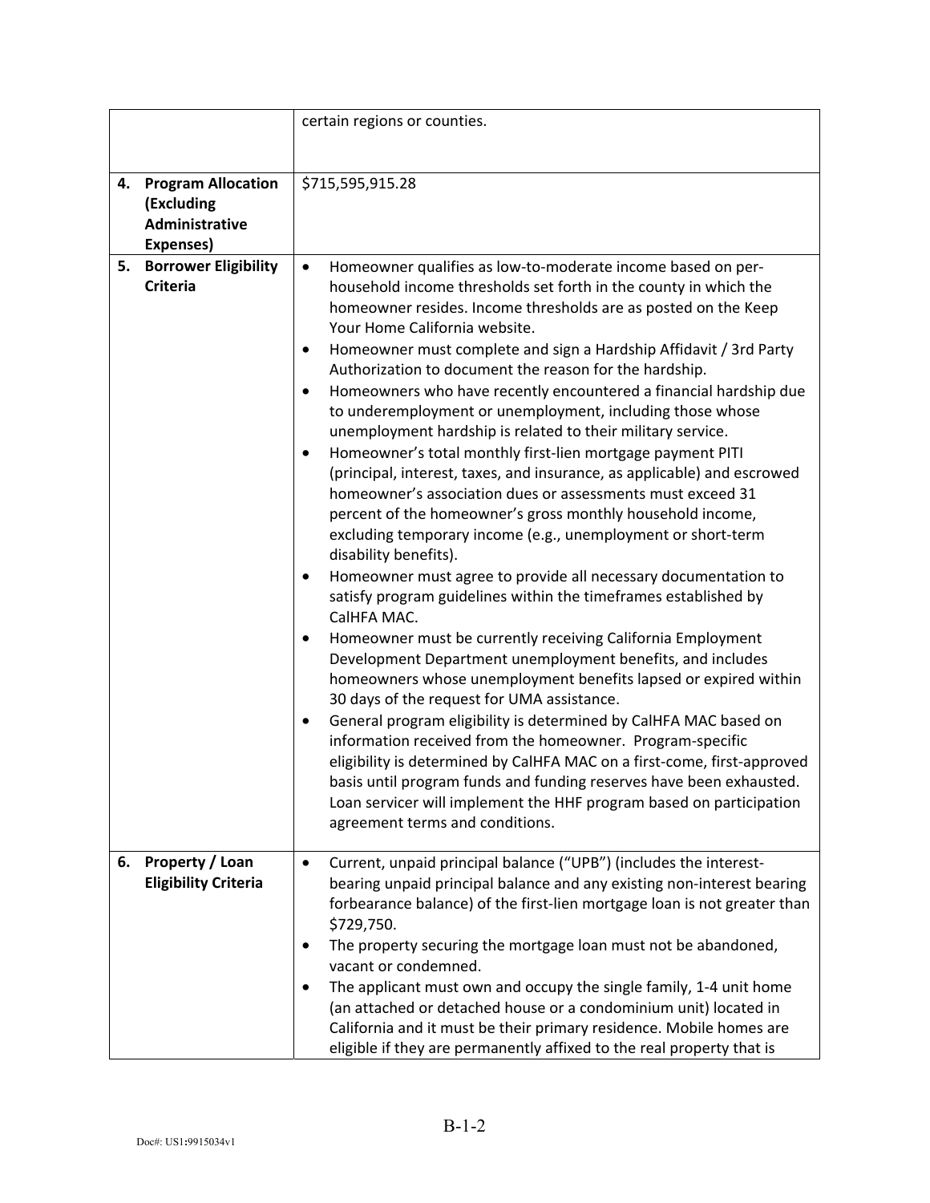| | |
|---|---|
| | certain regions or counties. |
| **4. Program Allocation (Excluding Administrative Expenses)** | $715,595,915.28 |
| **5. Borrower Eligibility Criteria** | • Homeowner qualifies as low-to-moderate income based on per-household income thresholds set forth in the county in which the homeowner resides. Income thresholds are as posted on the Keep Your Home California website.<br>• Homeowner must complete and sign a Hardship Affidavit / 3rd Party Authorization to document the reason for the hardship.<br>• Homeowners who have recently encountered a financial hardship due to underemployment or unemployment, including those whose unemployment hardship is related to their military service.<br>• Homeowner's total monthly first-lien mortgage payment PITI (principal, interest, taxes, and insurance, as applicable) and escrowed homeowner's association dues or assessments must exceed 31 percent of the homeowner's gross monthly household income, excluding temporary income (e.g., unemployment or short-term disability benefits).<br>• Homeowner must agree to provide all necessary documentation to satisfy program guidelines within the timeframes established by CalHFA MAC.<br>• Homeowner must be currently receiving California Employment Development Department unemployment benefits, and includes homeowners whose unemployment benefits lapsed or expired within 30 days of the request for UMA assistance.<br>• General program eligibility is determined by CalHFA MAC based on information received from the homeowner. Program-specific eligibility is determined by CalHFA MAC on a first-come, first-approved basis until program funds and funding reserves have been exhausted. Loan servicer will implement the HHF program based on participation agreement terms and conditions. |
| **6. Property / Loan Eligibility Criteria** | • Current, unpaid principal balance ("UPB") (includes the interest-bearing unpaid principal balance and any existing non-interest bearing forbearance balance) of the first-lien mortgage loan is not greater than $729,750.<br>• The property securing the mortgage loan must not be abandoned, vacant or condemned.<br>• The applicant must own and occupy the single family, 1-4 unit home (an attached or detached house or a condominium unit) located in California and it must be their primary residence. Mobile homes are eligible if they are permanently affixed to the real property that is |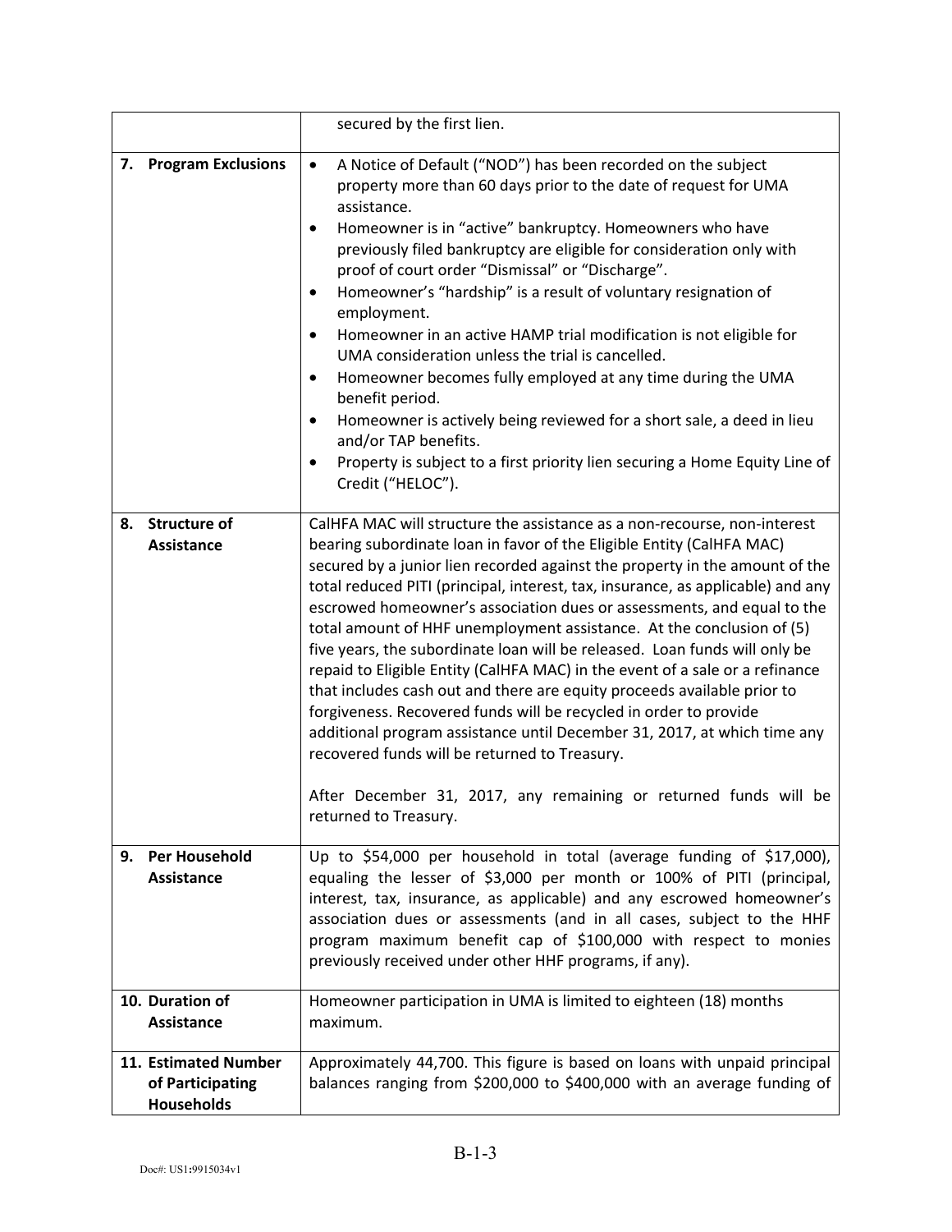| | |
|---|---|
| | secured by the first lien. |
| **7. Program Exclusions** | • A Notice of Default ("NOD") has been recorded on the subject property more than 60 days prior to the date of request for UMA assistance.<br>• Homeowner is in "active" bankruptcy. Homeowners who have previously filed bankruptcy are eligible for consideration only with proof of court order "Dismissal" or "Discharge".<br>• Homeowner's "hardship" is a result of voluntary resignation of employment.<br>• Homeowner in an active HAMP trial modification is not eligible for UMA consideration unless the trial is cancelled.<br>• Homeowner becomes fully employed at any time during the UMA benefit period.<br>• Homeowner is actively being reviewed for a short sale, a deed in lieu and/or TAP benefits.<br>• Property is subject to a first priority lien securing a Home Equity Line of Credit ("HELOC"). |
| **8. Structure of Assistance** | CalHFA MAC will structure the assistance as a non-recourse, non-interest bearing subordinate loan in favor of the Eligible Entity (CalHFA MAC) secured by a junior lien recorded against the property in the amount of the total reduced PITI (principal, interest, tax, insurance, as applicable) and any escrowed homeowner's association dues or assessments, and equal to the total amount of HHF unemployment assistance. At the conclusion of (5) five years, the subordinate loan will be released. Loan funds will only be repaid to Eligible Entity (CalHFA MAC) in the event of a sale or a refinance that includes cash out and there are equity proceeds available prior to forgiveness. Recovered funds will be recycled in order to provide additional program assistance until December 31, 2017, at which time any recovered funds will be returned to Treasury.<br><br>After December 31, 2017, any remaining or returned funds will be returned to Treasury. |
| **9. Per Household Assistance** | Up to $54,000 per household in total (average funding of $17,000), equaling the lesser of $3,000 per month or 100% of PITI (principal, interest, tax, insurance, as applicable) and any escrowed homeowner's association dues or assessments (and in all cases, subject to the HHF program maximum benefit cap of $100,000 with respect to monies previously received under other HHF programs, if any). |
| **10. Duration of Assistance** | Homeowner participation in UMA is limited to eighteen (18) months maximum. |
| **11. Estimated Number of Participating Households** | Approximately 44,700. This figure is based on loans with unpaid principal balances ranging from $200,000 to $400,000 with an average funding of |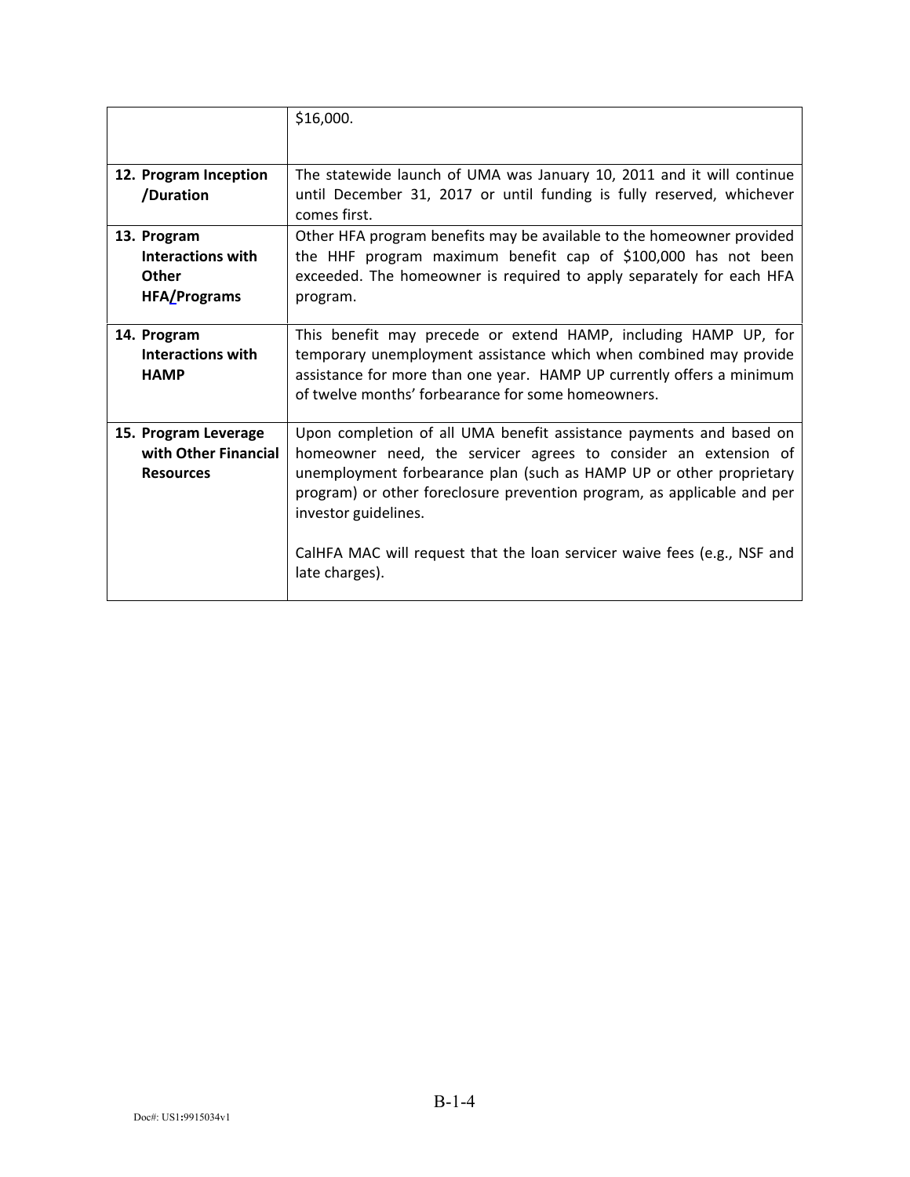| | |
|---|---|
| | $16,000. |
| **12. Program Inception /Duration** | The statewide launch of UMA was January 10, 2011 and it will continue until December 31, 2017 or until funding is fully reserved, whichever comes first. |
| **13. Program Interactions with Other HFA/Programs** | Other HFA program benefits may be available to the homeowner provided the HHF program maximum benefit cap of $100,000 has not been exceeded. The homeowner is required to apply separately for each HFA program. |
| **14. Program Interactions with HAMP** | This benefit may precede or extend HAMP, including HAMP UP, for temporary unemployment assistance which when combined may provide assistance for more than one year. HAMP UP currently offers a minimum of twelve months' forbearance for some homeowners. |
| **15. Program Leverage with Other Financial Resources** | Upon completion of all UMA benefit assistance payments and based on homeowner need, the servicer agrees to consider an extension of unemployment forbearance plan (such as HAMP UP or other proprietary program) or other foreclosure prevention program, as applicable and per investor guidelines.<br><br>CalHFA MAC will request that the loan servicer waive fees (e.g., NSF and late charges). |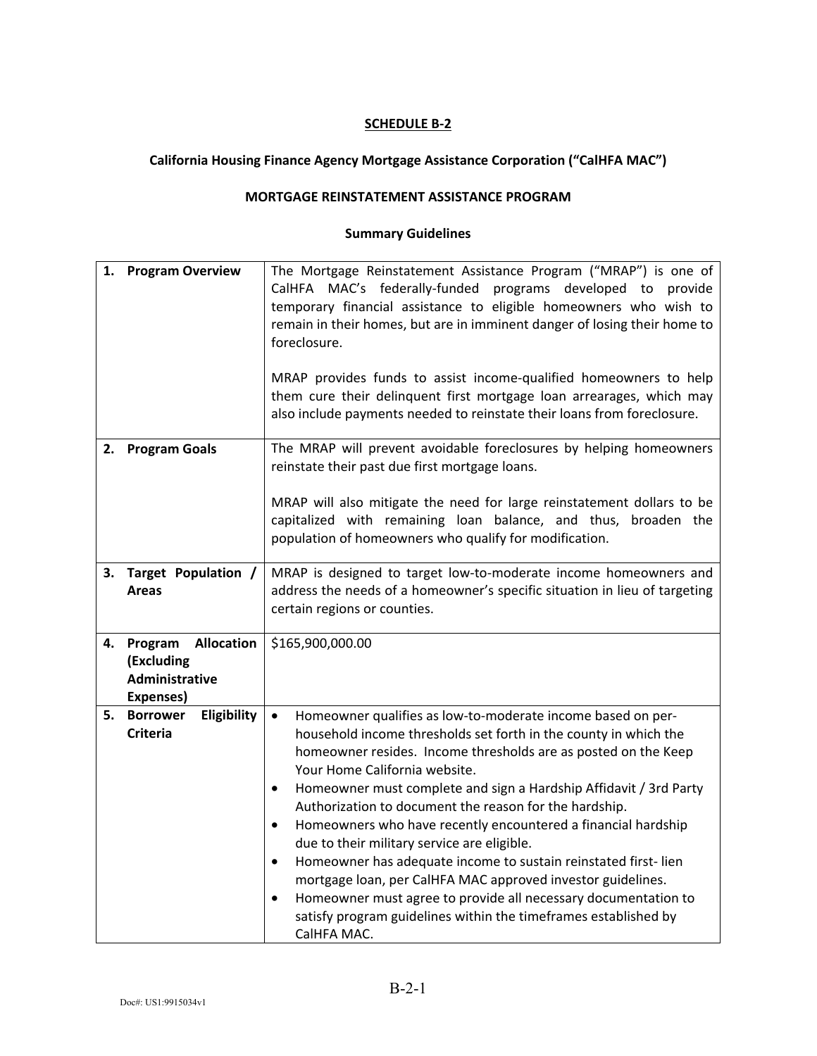**SCHEDULE B-2**

**California Housing Finance Agency Mortgage Assistance Corporation ("CalHFA MAC")**

**MORTGAGE REINSTATEMENT ASSISTANCE PROGRAM**

**Summary Guidelines**

| | |
|---|---|
| **1. Program Overview** | The Mortgage Reinstatement Assistance Program ("MRAP") is one of CalHFA MAC's federally-funded programs developed to provide temporary financial assistance to eligible homeowners who wish to remain in their homes, but are in imminent danger of losing their home to foreclosure.<br><br>MRAP provides funds to assist income-qualified homeowners to help them cure their delinquent first mortgage loan arrearages, which may also include payments needed to reinstate their loans from foreclosure. |
| **2. Program Goals** | The MRAP will prevent avoidable foreclosures by helping homeowners reinstate their past due first mortgage loans.<br><br>MRAP will also mitigate the need for large reinstatement dollars to be capitalized with remaining loan balance, and thus, broaden the population of homeowners who qualify for modification. |
| **3. Target Population / Areas** | MRAP is designed to target low-to-moderate income homeowners and address the needs of a homeowner's specific situation in lieu of targeting certain regions or counties. |
| **4. Program Allocation (Excluding Administrative Expenses)** | $165,900,000.00 |
| **5. Borrower Eligibility Criteria** | • Homeowner qualifies as low-to-moderate income based on per-household income thresholds set forth in the county in which the homeowner resides. Income thresholds are as posted on the Keep Your Home California website.<br>• Homeowner must complete and sign a Hardship Affidavit / 3rd Party Authorization to document the reason for the hardship.<br>• Homeowners who have recently encountered a financial hardship due to their military service are eligible.<br>• Homeowner has adequate income to sustain reinstated first- lien mortgage loan, per CalHFA MAC approved investor guidelines.<br>• Homeowner must agree to provide all necessary documentation to satisfy program guidelines within the timeframes established by CalHFA MAC. |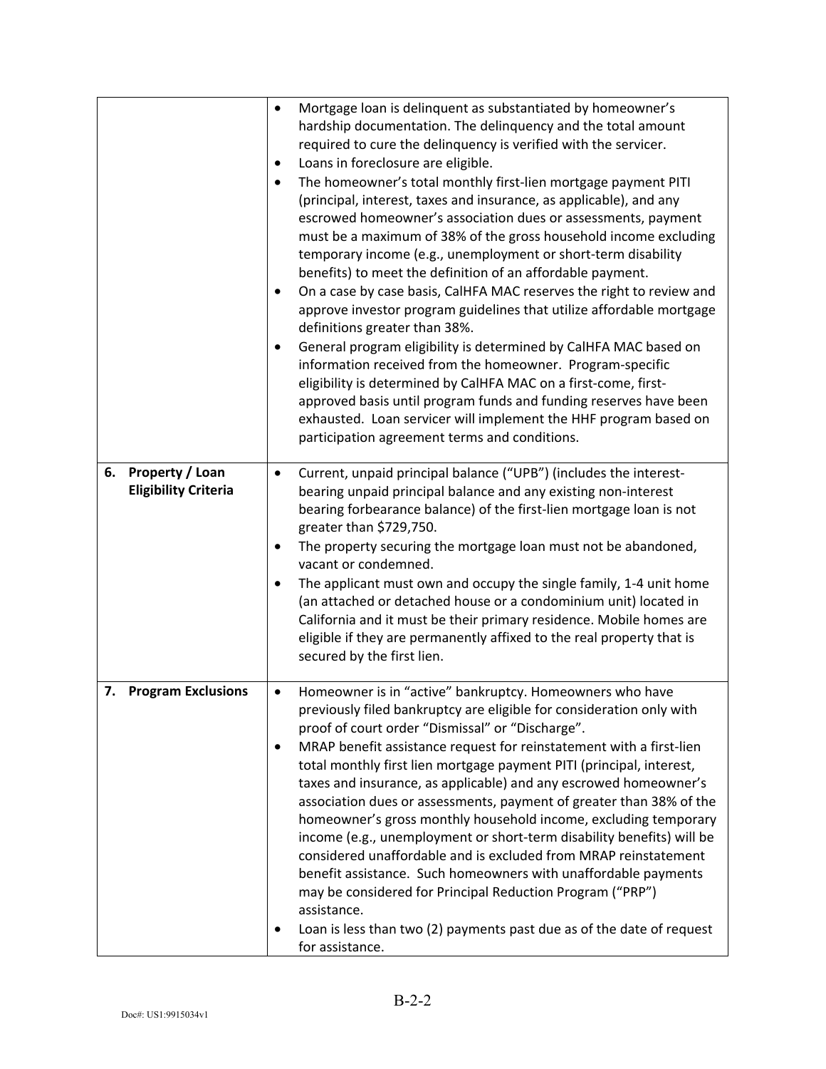| | |
|---|---|
| | • Mortgage loan is delinquent as substantiated by homeowner's hardship documentation. The delinquency and the total amount required to cure the delinquency is verified with the servicer.<br>• Loans in foreclosure are eligible.<br>• The homeowner's total monthly first-lien mortgage payment PITI (principal, interest, taxes and insurance, as applicable), and any escrowed homeowner's association dues or assessments, payment must be a maximum of 38% of the gross household income excluding temporary income (e.g., unemployment or short-term disability benefits) to meet the definition of an affordable payment.<br>• On a case by case basis, CalHFA MAC reserves the right to review and approve investor program guidelines that utilize affordable mortgage definitions greater than 38%.<br>• General program eligibility is determined by CalHFA MAC based on information received from the homeowner. Program-specific eligibility is determined by CalHFA MAC on a first-come, first-approved basis until program funds and funding reserves have been exhausted. Loan servicer will implement the HHF program based on participation agreement terms and conditions. |
| **6. Property / Loan Eligibility Criteria** | • Current, unpaid principal balance ("UPB") (includes the interest-bearing unpaid principal balance and any existing non-interest bearing forbearance balance) of the first-lien mortgage loan is not greater than $729,750.<br>• The property securing the mortgage loan must not be abandoned, vacant or condemned.<br>• The applicant must own and occupy the single family, 1-4 unit home (an attached or detached house or a condominium unit) located in California and it must be their primary residence. Mobile homes are eligible if they are permanently affixed to the real property that is secured by the first lien. |
| **7. Program Exclusions** | • Homeowner is in "active" bankruptcy. Homeowners who have previously filed bankruptcy are eligible for consideration only with proof of court order "Dismissal" or "Discharge".<br>• MRAP benefit assistance request for reinstatement with a first-lien total monthly first lien mortgage payment PITI (principal, interest, taxes and insurance, as applicable) and any escrowed homeowner's association dues or assessments, payment of greater than 38% of the homeowner's gross monthly household income, excluding temporary income (e.g., unemployment or short-term disability benefits) will be considered unaffordable and is excluded from MRAP reinstatement benefit assistance. Such homeowners with unaffordable payments may be considered for Principal Reduction Program ("PRP") assistance.<br>• Loan is less than two (2) payments past due as of the date of request for assistance. |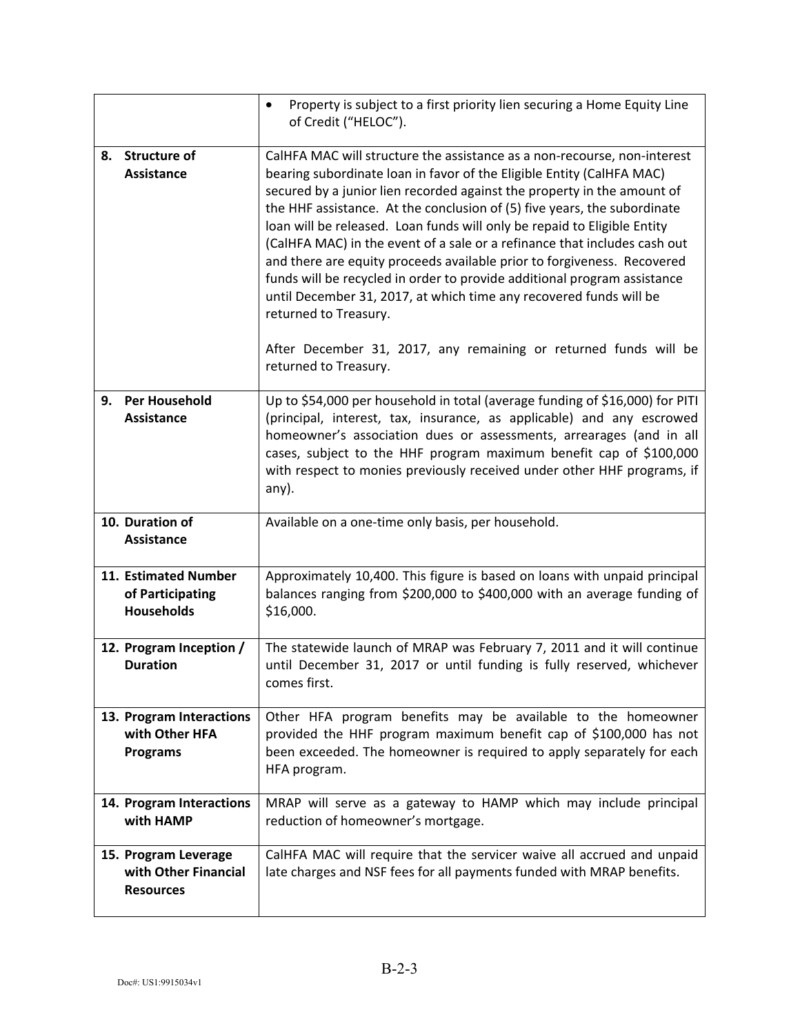| | |
|---|---|
| | • Property is subject to a first priority lien securing a Home Equity Line of Credit ("HELOC"). |
| **8. Structure of Assistance** | CalHFA MAC will structure the assistance as a non-recourse, non-interest bearing subordinate loan in favor of the Eligible Entity (CalHFA MAC) secured by a junior lien recorded against the property in the amount of the HHF assistance. At the conclusion of (5) five years, the subordinate loan will be released. Loan funds will only be repaid to Eligible Entity (CalHFA MAC) in the event of a sale or a refinance that includes cash out and there are equity proceeds available prior to forgiveness. Recovered funds will be recycled in order to provide additional program assistance until December 31, 2017, at which time any recovered funds will be returned to Treasury.<br><br>After December 31, 2017, any remaining or returned funds will be returned to Treasury. |
| **9. Per Household Assistance** | Up to $54,000 per household in total (average funding of $16,000) for PITI (principal, interest, tax, insurance, as applicable) and any escrowed homeowner's association dues or assessments, arrearages (and in all cases, subject to the HHF program maximum benefit cap of $100,000 with respect to monies previously received under other HHF programs, if any). |
| **10. Duration of Assistance** | Available on a one-time only basis, per household. |
| **11. Estimated Number of Participating Households** | Approximately 10,400. This figure is based on loans with unpaid principal balances ranging from $200,000 to $400,000 with an average funding of $16,000. |
| **12. Program Inception / Duration** | The statewide launch of MRAP was February 7, 2011 and it will continue until December 31, 2017 or until funding is fully reserved, whichever comes first. |
| **13. Program Interactions with Other HFA Programs** | Other HFA program benefits may be available to the homeowner provided the HHF program maximum benefit cap of $100,000 has not been exceeded. The homeowner is required to apply separately for each HFA program. |
| **14. Program Interactions with HAMP** | MRAP will serve as a gateway to HAMP which may include principal reduction of homeowner's mortgage. |
| **15. Program Leverage with Other Financial Resources** | CalHFA MAC will require that the servicer waive all accrued and unpaid late charges and NSF fees for all payments funded with MRAP benefits. |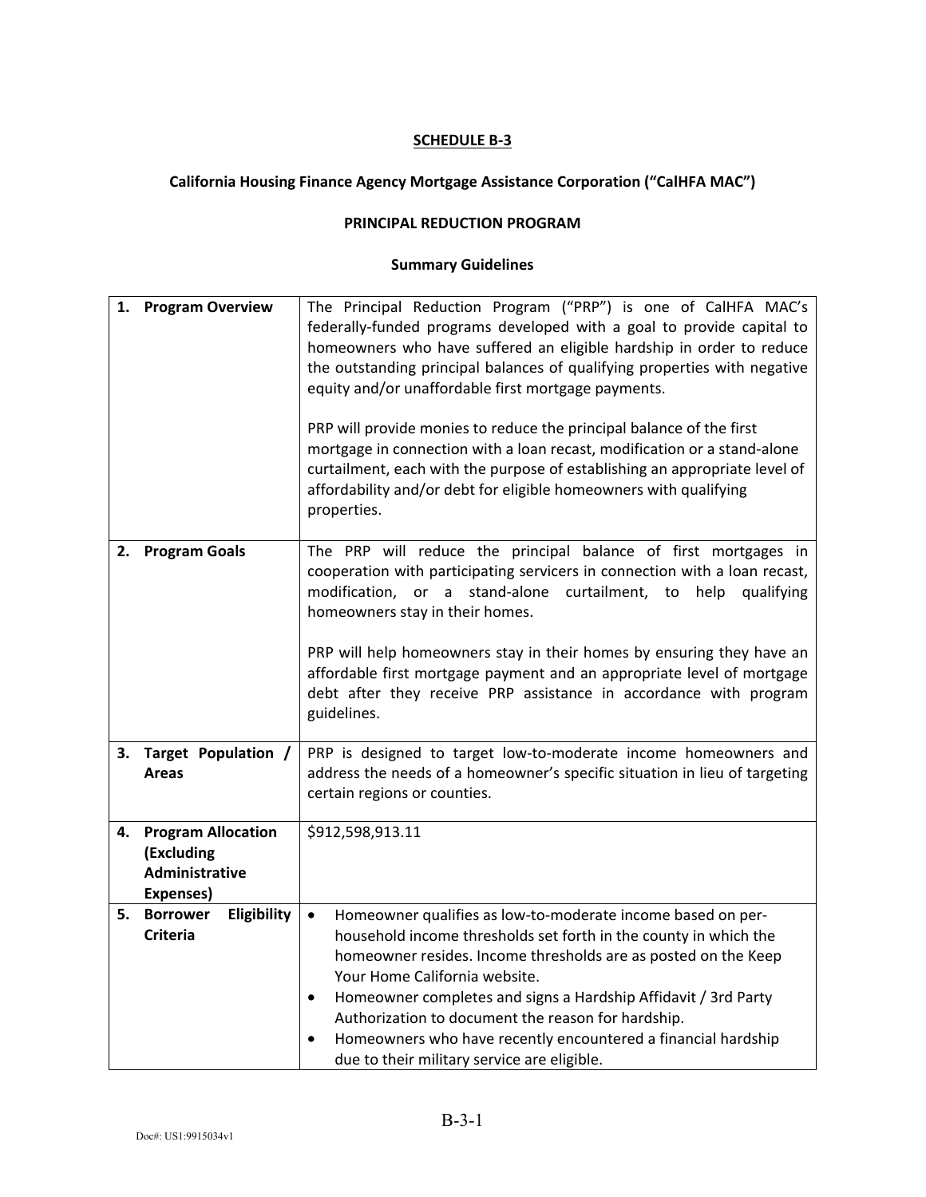**SCHEDULE B-3**

**California Housing Finance Agency Mortgage Assistance Corporation ("CalHFA MAC")**

**PRINCIPAL REDUCTION PROGRAM**

**Summary Guidelines**

| | |
|---|---|
| **1. Program Overview** | The Principal Reduction Program ("PRP") is one of CalHFA MAC's federally-funded programs developed with a goal to provide capital to homeowners who have suffered an eligible hardship in order to reduce the outstanding principal balances of qualifying properties with negative equity and/or unaffordable first mortgage payments.<br><br>PRP will provide monies to reduce the principal balance of the first mortgage in connection with a loan recast, modification or a stand-alone curtailment, each with the purpose of establishing an appropriate level of affordability and/or debt for eligible homeowners with qualifying properties. |
| **2. Program Goals** | The PRP will reduce the principal balance of first mortgages in cooperation with participating servicers in connection with a loan recast, modification, or a stand-alone curtailment, to help qualifying homeowners stay in their homes.<br><br>PRP will help homeowners stay in their homes by ensuring they have an affordable first mortgage payment and an appropriate level of mortgage debt after they receive PRP assistance in accordance with program guidelines. |
| **3. Target Population / Areas** | PRP is designed to target low-to-moderate income homeowners and address the needs of a homeowner's specific situation in lieu of targeting certain regions or counties. |
| **4. Program Allocation (Excluding Administrative Expenses)** | $912,598,913.11 |
| **5. Borrower Eligibility Criteria** | • Homeowner qualifies as low-to-moderate income based on per-household income thresholds set forth in the county in which the homeowner resides. Income thresholds are as posted on the Keep Your Home California website.<br>• Homeowner completes and signs a Hardship Affidavit / 3rd Party Authorization to document the reason for hardship.<br>• Homeowners who have recently encountered a financial hardship due to their military service are eligible. |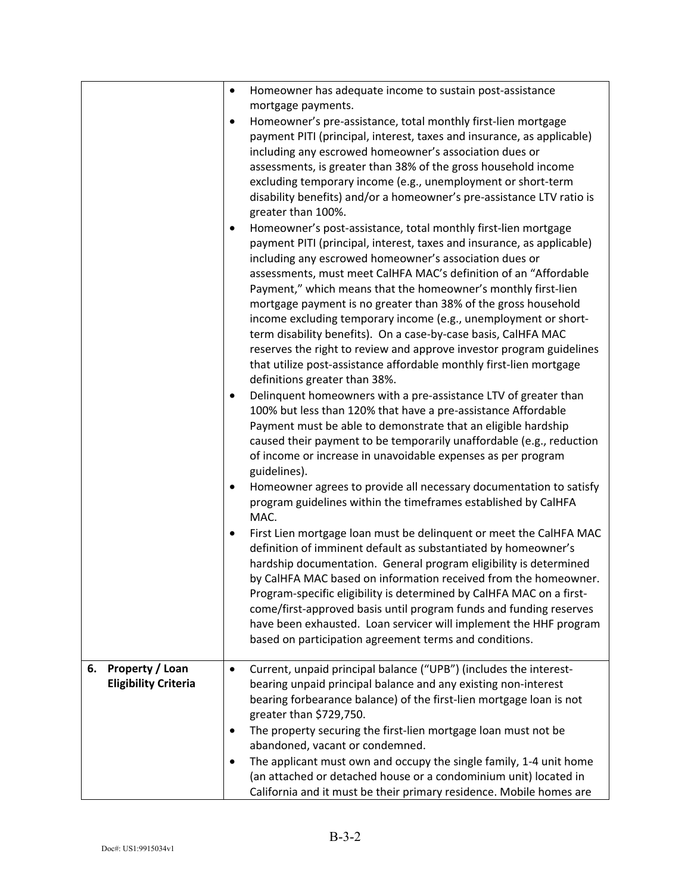| | |
|---|---|
| | • Homeowner has adequate income to sustain post-assistance mortgage payments.<br>• Homeowner's pre-assistance, total monthly first-lien mortgage payment PITI (principal, interest, taxes and insurance, as applicable) including any escrowed homeowner's association dues or assessments, is greater than 38% of the gross household income excluding temporary income (e.g., unemployment or short-term disability benefits) and/or a homeowner's pre-assistance LTV ratio is greater than 100%.<br>• Homeowner's post-assistance, total monthly first-lien mortgage payment PITI (principal, interest, taxes and insurance, as applicable) including any escrowed homeowner's association dues or assessments, must meet CalHFA MAC's definition of an "Affordable Payment," which means that the homeowner's monthly first-lien mortgage payment is no greater than 38% of the gross household income excluding temporary income (e.g., unemployment or short-term disability benefits). On a case-by-case basis, CalHFA MAC reserves the right to review and approve investor program guidelines that utilize post-assistance affordable monthly first-lien mortgage definitions greater than 38%.<br>• Delinquent homeowners with a pre-assistance LTV of greater than 100% but less than 120% that have a pre-assistance Affordable Payment must be able to demonstrate that an eligible hardship caused their payment to be temporarily unaffordable (e.g., reduction of income or increase in unavoidable expenses as per program guidelines).<br>• Homeowner agrees to provide all necessary documentation to satisfy program guidelines within the timeframes established by CalHFA MAC.<br>• First Lien mortgage loan must be delinquent or meet the CalHFA MAC definition of imminent default as substantiated by homeowner's hardship documentation. General program eligibility is determined by CalHFA MAC based on information received from the homeowner. Program-specific eligibility is determined by CalHFA MAC on a first-come/first-approved basis until program funds and funding reserves have been exhausted. Loan servicer will implement the HHF program based on participation agreement terms and conditions. |
| **6. Property / Loan Eligibility Criteria** | • Current, unpaid principal balance ("UPB") (includes the interest-bearing unpaid principal balance and any existing non-interest bearing forbearance balance) of the first-lien mortgage loan is not greater than $729,750.<br>• The property securing the first-lien mortgage loan must not be abandoned, vacant or condemned.<br>• The applicant must own and occupy the single family, 1-4 unit home (an attached or detached house or a condominium unit) located in California and it must be their primary residence. Mobile homes are |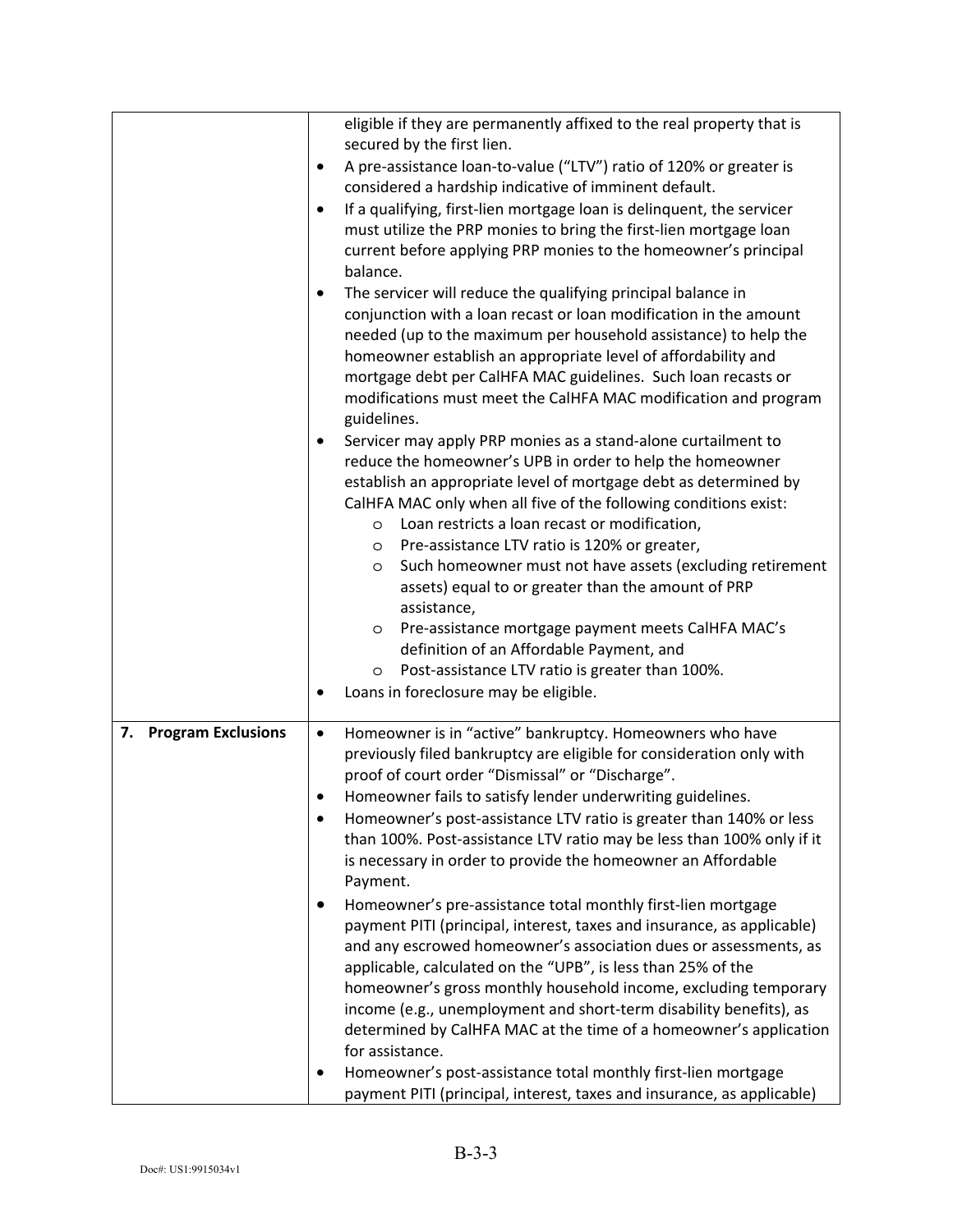| | |
|---|---|
| | eligible if they are permanently affixed to the real property that is secured by the first lien.<br>• A pre-assistance loan-to-value ("LTV") ratio of 120% or greater is considered a hardship indicative of imminent default.<br>• If a qualifying, first-lien mortgage loan is delinquent, the servicer must utilize the PRP monies to bring the first-lien mortgage loan current before applying PRP monies to the homeowner's principal balance.<br>• The servicer will reduce the qualifying principal balance in conjunction with a loan recast or loan modification in the amount needed (up to the maximum per household assistance) to help the homeowner establish an appropriate level of affordability and mortgage debt per CalHFA MAC guidelines. Such loan recasts or modifications must meet the CalHFA MAC modification and program guidelines.<br>• Servicer may apply PRP monies as a stand-alone curtailment to reduce the homeowner's UPB in order to help the homeowner establish an appropriate level of mortgage debt as determined by CalHFA MAC only when all five of the following conditions exist:<br>  o Loan restricts a loan recast or modification,<br>  o Pre-assistance LTV ratio is 120% or greater,<br>  o Such homeowner must not have assets (excluding retirement assets) equal to or greater than the amount of PRP assistance,<br>  o Pre-assistance mortgage payment meets CalHFA MAC's definition of an Affordable Payment, and<br>  o Post-assistance LTV ratio is greater than 100%.<br>• Loans in foreclosure may be eligible. |
| **7. Program Exclusions** | • Homeowner is in "active" bankruptcy. Homeowners who have previously filed bankruptcy are eligible for consideration only with proof of court order "Dismissal" or "Discharge".<br>• Homeowner fails to satisfy lender underwriting guidelines.<br>• Homeowner's post-assistance LTV ratio is greater than 140% or less than 100%. Post-assistance LTV ratio may be less than 100% only if it is necessary in order to provide the homeowner an Affordable Payment.<br>• Homeowner's pre-assistance total monthly first-lien mortgage payment PITI (principal, interest, taxes and insurance, as applicable) and any escrowed homeowner's association dues or assessments, as applicable, calculated on the "UPB", is less than 25% of the homeowner's gross monthly household income, excluding temporary income (e.g., unemployment and short-term disability benefits), as determined by CalHFA MAC at the time of a homeowner's application for assistance.<br>• Homeowner's post-assistance total monthly first-lien mortgage payment PITI (principal, interest, taxes and insurance, as applicable) |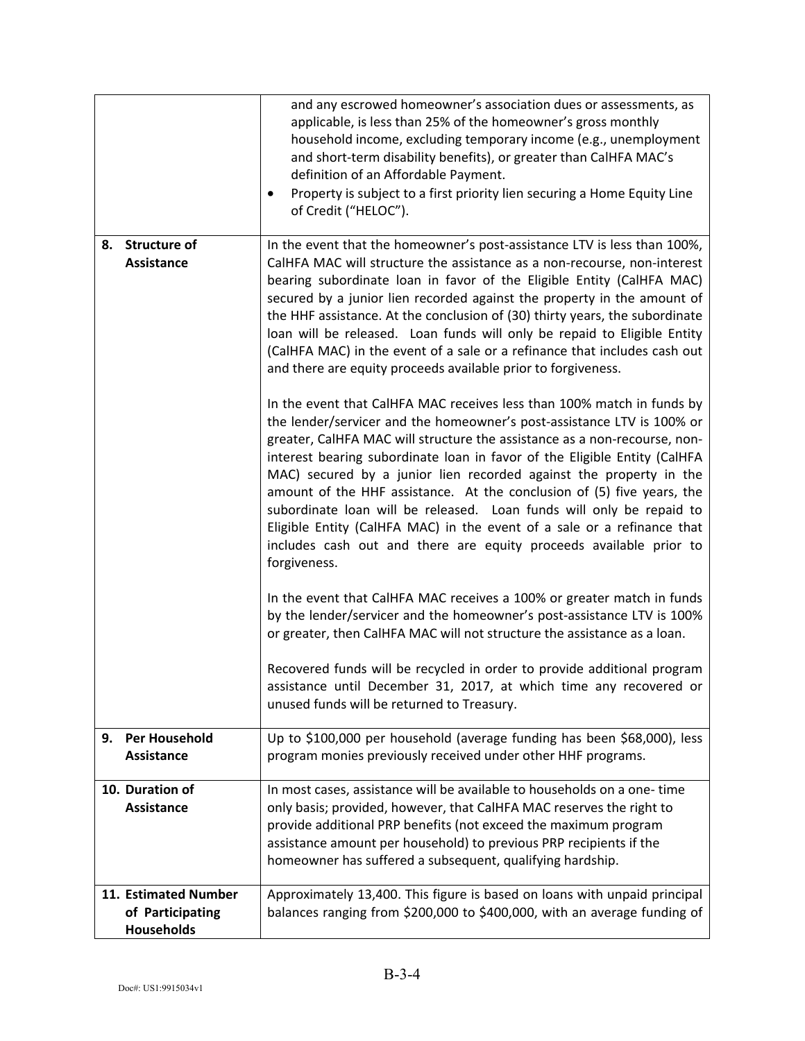| | |
|---|---|
| | and any escrowed homeowner's association dues or assessments, as applicable, is less than 25% of the homeowner's gross monthly household income, excluding temporary income (e.g., unemployment and short-term disability benefits), or greater than CalHFA MAC's definition of an Affordable Payment.<br>• Property is subject to a first priority lien securing a Home Equity Line of Credit ("HELOC"). |
| **8. Structure of Assistance** | In the event that the homeowner's post-assistance LTV is less than 100%, CalHFA MAC will structure the assistance as a non-recourse, non-interest bearing subordinate loan in favor of the Eligible Entity (CalHFA MAC) secured by a junior lien recorded against the property in the amount of the HHF assistance. At the conclusion of (30) thirty years, the subordinate loan will be released. Loan funds will only be repaid to Eligible Entity (CalHFA MAC) in the event of a sale or a refinance that includes cash out and there are equity proceeds available prior to forgiveness.<br><br>In the event that CalHFA MAC receives less than 100% match in funds by the lender/servicer and the homeowner's post-assistance LTV is 100% or greater, CalHFA MAC will structure the assistance as a non-recourse, non-interest bearing subordinate loan in favor of the Eligible Entity (CalHFA MAC) secured by a junior lien recorded against the property in the amount of the HHF assistance. At the conclusion of (5) five years, the subordinate loan will be released. Loan funds will only be repaid to Eligible Entity (CalHFA MAC) in the event of a sale or a refinance that includes cash out and there are equity proceeds available prior to forgiveness.<br><br>In the event that CalHFA MAC receives a 100% or greater match in funds by the lender/servicer and the homeowner's post-assistance LTV is 100% or greater, then CalHFA MAC will not structure the assistance as a loan.<br><br>Recovered funds will be recycled in order to provide additional program assistance until December 31, 2017, at which time any recovered or unused funds will be returned to Treasury. |
| **9. Per Household Assistance** | Up to $100,000 per household (average funding has been $68,000), less program monies previously received under other HHF programs. |
| **10. Duration of Assistance** | In most cases, assistance will be available to households on a one- time only basis; provided, however, that CalHFA MAC reserves the right to provide additional PRP benefits (not exceed the maximum program assistance amount per household) to previous PRP recipients if the homeowner has suffered a subsequent, qualifying hardship. |
| **11. Estimated Number of Participating Households** | Approximately 13,400. This figure is based on loans with unpaid principal balances ranging from $200,000 to $400,000, with an average funding of |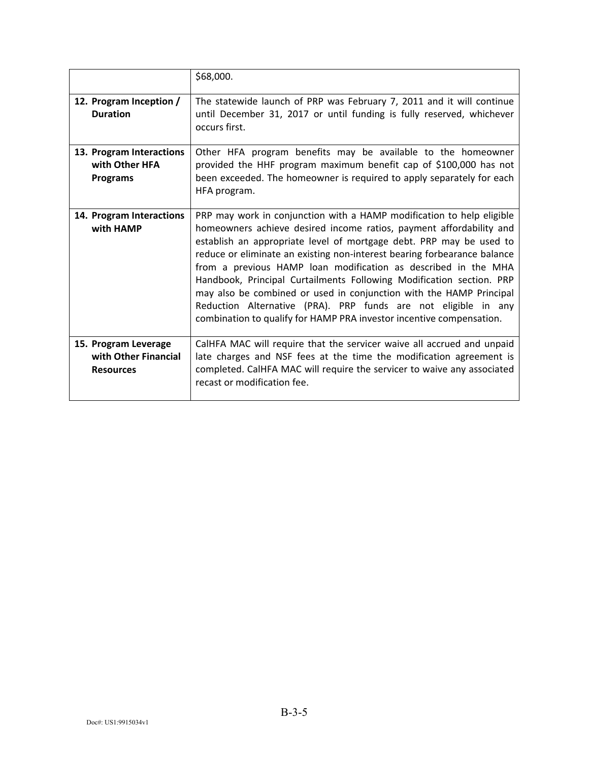| | |
|---|---|
| | $68,000. |
| **12. Program Inception / Duration** | The statewide launch of PRP was February 7, 2011 and it will continue until December 31, 2017 or until funding is fully reserved, whichever occurs first. |
| **13. Program Interactions with Other HFA Programs** | Other HFA program benefits may be available to the homeowner provided the HHF program maximum benefit cap of $100,000 has not been exceeded. The homeowner is required to apply separately for each HFA program. |
| **14. Program Interactions with HAMP** | PRP may work in conjunction with a HAMP modification to help eligible homeowners achieve desired income ratios, payment affordability and establish an appropriate level of mortgage debt. PRP may be used to reduce or eliminate an existing non-interest bearing forbearance balance from a previous HAMP loan modification as described in the MHA Handbook, Principal Curtailments Following Modification section. PRP may also be combined or used in conjunction with the HAMP Principal Reduction Alternative (PRA). PRP funds are not eligible in any combination to qualify for HAMP PRA investor incentive compensation. |
| **15. Program Leverage with Other Financial Resources** | CalHFA MAC will require that the servicer waive all accrued and unpaid late charges and NSF fees at the time the modification agreement is completed. CalHFA MAC will require the servicer to waive any associated recast or modification fee. |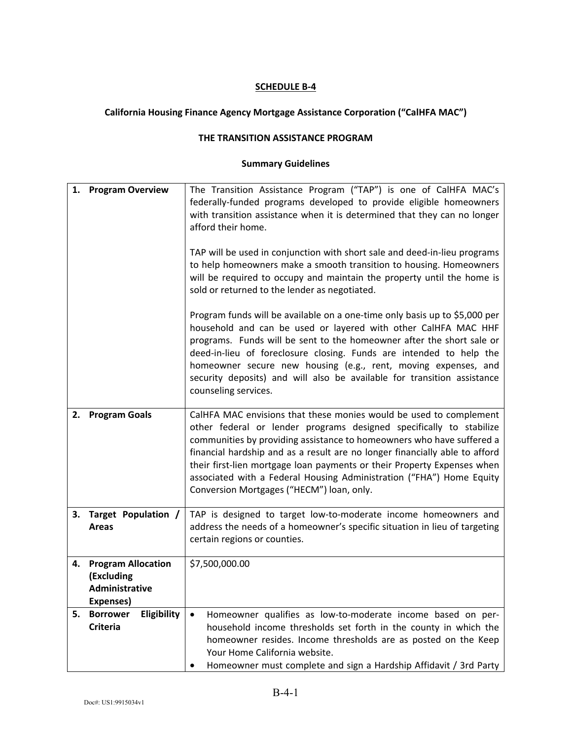**SCHEDULE B-4**

**California Housing Finance Agency Mortgage Assistance Corporation ("CalHFA MAC")**

**THE TRANSITION ASSISTANCE PROGRAM**

**Summary Guidelines**

| | |
|---|---|
| **1. Program Overview** | The Transition Assistance Program ("TAP") is one of CalHFA MAC's federally-funded programs developed to provide eligible homeowners with transition assistance when it is determined that they can no longer afford their home.<br><br>TAP will be used in conjunction with short sale and deed-in-lieu programs to help homeowners make a smooth transition to housing. Homeowners will be required to occupy and maintain the property until the home is sold or returned to the lender as negotiated.<br><br>Program funds will be available on a one-time only basis up to $5,000 per household and can be used or layered with other CalHFA MAC HHF programs. Funds will be sent to the homeowner after the short sale or deed-in-lieu of foreclosure closing. Funds are intended to help the homeowner secure new housing (e.g., rent, moving expenses, and security deposits) and will also be available for transition assistance counseling services. |
| **2. Program Goals** | CalHFA MAC envisions that these monies would be used to complement other federal or lender programs designed specifically to stabilize communities by providing assistance to homeowners who have suffered a financial hardship and as a result are no longer financially able to afford their first-lien mortgage loan payments or their Property Expenses when associated with a Federal Housing Administration ("FHA") Home Equity Conversion Mortgages ("HECM") loan, only. |
| **3. Target Population / Areas** | TAP is designed to target low-to-moderate income homeowners and address the needs of a homeowner's specific situation in lieu of targeting certain regions or counties. |
| **4. Program Allocation (Excluding Administrative Expenses)** | $7,500,000.00 |
| **5. Borrower Eligibility Criteria** | • Homeowner qualifies as low-to-moderate income based on per-household income thresholds set forth in the county in which the homeowner resides. Income thresholds are as posted on the Keep Your Home California website.<br>• Homeowner must complete and sign a Hardship Affidavit / 3rd Party |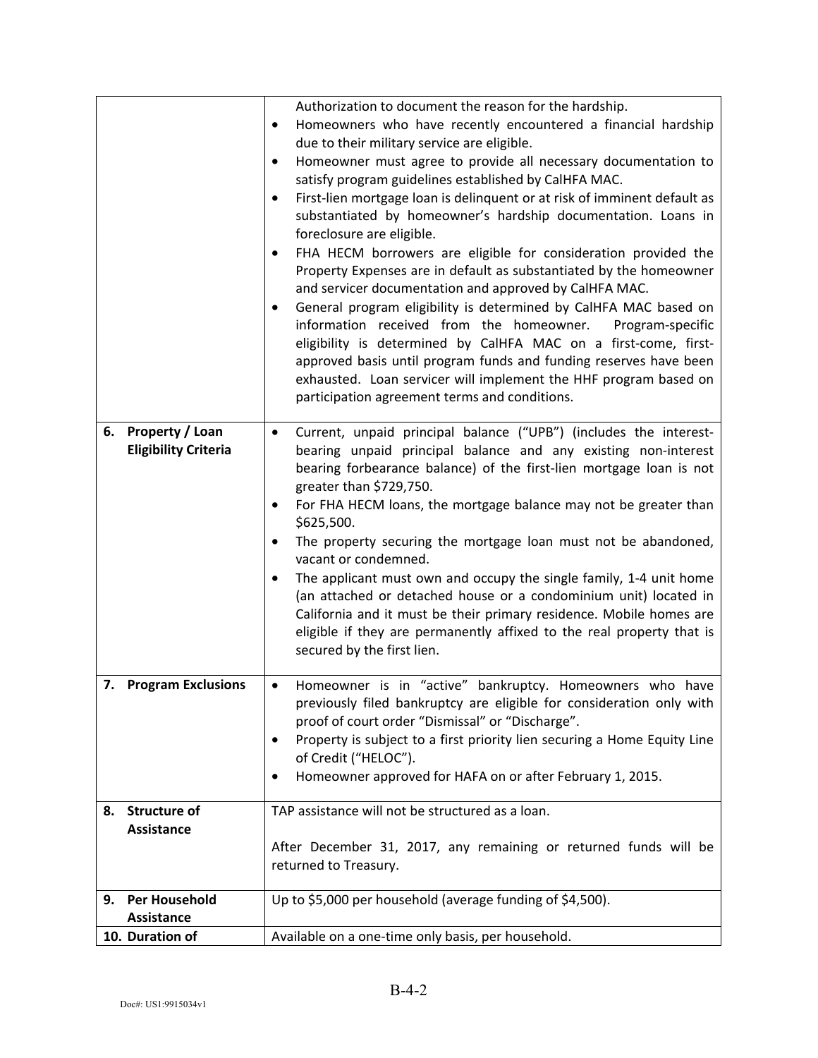| | |
|---|---|
| | Authorization to document the reason for the hardship.<br>• Homeowners who have recently encountered a financial hardship due to their military service are eligible.<br>• Homeowner must agree to provide all necessary documentation to satisfy program guidelines established by CalHFA MAC.<br>• First-lien mortgage loan is delinquent or at risk of imminent default as substantiated by homeowner's hardship documentation. Loans in foreclosure are eligible.<br>• FHA HECM borrowers are eligible for consideration provided the Property Expenses are in default as substantiated by the homeowner and servicer documentation and approved by CalHFA MAC.<br>• General program eligibility is determined by CalHFA MAC based on information received from the homeowner. Program-specific eligibility is determined by CalHFA MAC on a first-come, first-approved basis until program funds and funding reserves have been exhausted. Loan servicer will implement the HHF program based on participation agreement terms and conditions. |
| **6. Property / Loan Eligibility Criteria** | • Current, unpaid principal balance ("UPB") (includes the interest-bearing unpaid principal balance and any existing non-interest bearing forbearance balance) of the first-lien mortgage loan is not greater than $729,750.<br>• For FHA HECM loans, the mortgage balance may not be greater than $625,500.<br>• The property securing the mortgage loan must not be abandoned, vacant or condemned.<br>• The applicant must own and occupy the single family, 1-4 unit home (an attached or detached house or a condominium unit) located in California and it must be their primary residence. Mobile homes are eligible if they are permanently affixed to the real property that is secured by the first lien. |
| **7. Program Exclusions** | • Homeowner is in "active" bankruptcy. Homeowners who have previously filed bankruptcy are eligible for consideration only with proof of court order "Dismissal" or "Discharge".<br>• Property is subject to a first priority lien securing a Home Equity Line of Credit ("HELOC").<br>• Homeowner approved for HAFA on or after February 1, 2015. |
| **8. Structure of Assistance** | TAP assistance will not be structured as a loan.<br><br>After December 31, 2017, any remaining or returned funds will be returned to Treasury. |
| **9. Per Household Assistance** | Up to $5,000 per household (average funding of $4,500). |
| **10. Duration of** | Available on a one-time only basis, per household. |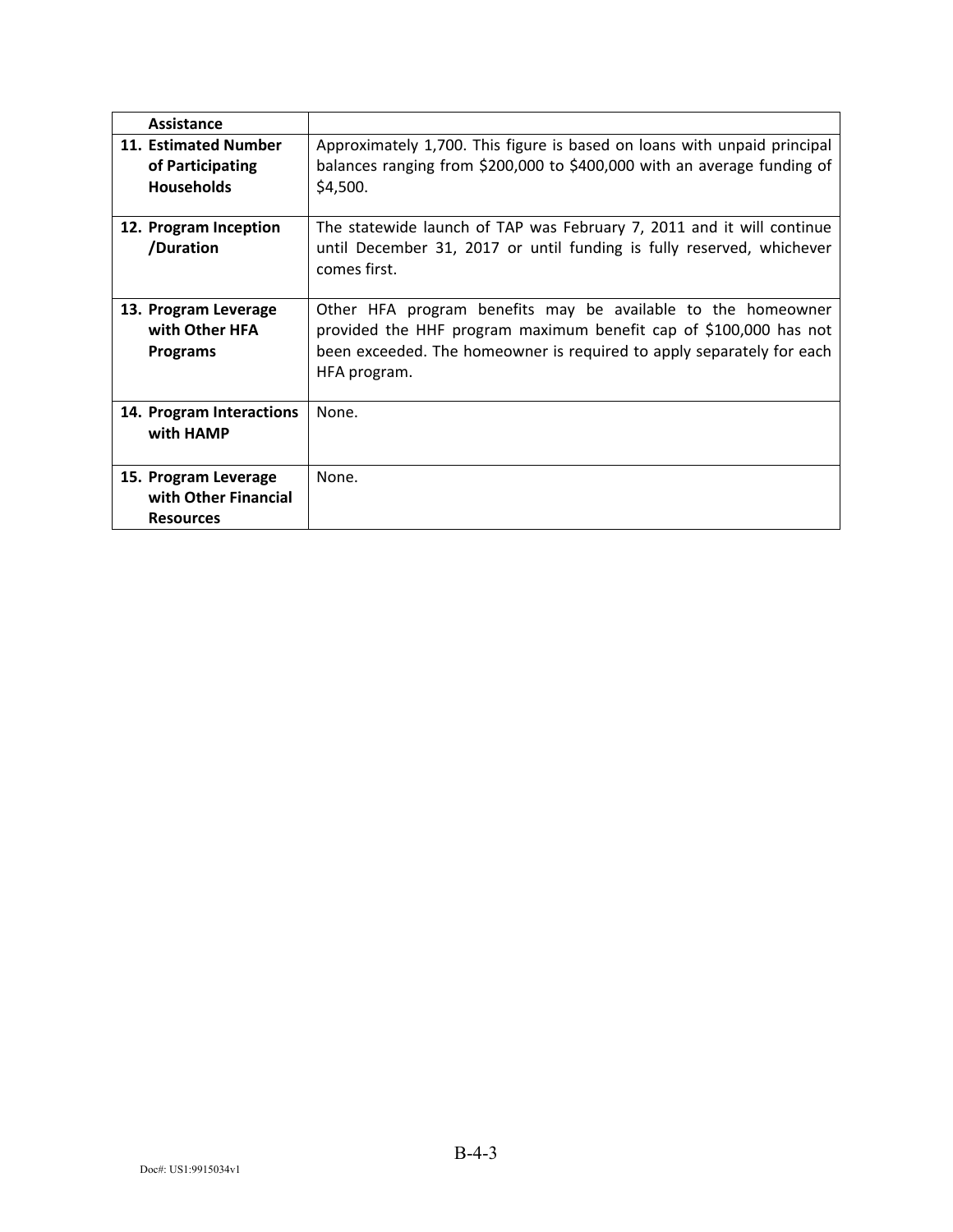| | |
|---|---|
| **Assistance** | |
| **11. Estimated Number of Participating Households** | Approximately 1,700. This figure is based on loans with unpaid principal balances ranging from $200,000 to $400,000 with an average funding of $4,500. |
| **12. Program Inception /Duration** | The statewide launch of TAP was February 7, 2011 and it will continue until December 31, 2017 or until funding is fully reserved, whichever comes first. |
| **13. Program Leverage with Other HFA Programs** | Other HFA program benefits may be available to the homeowner provided the HHF program maximum benefit cap of $100,000 has not been exceeded. The homeowner is required to apply separately for each HFA program. |
| **14. Program Interactions with HAMP** | None. |
| **15. Program Leverage with Other Financial Resources** | None. |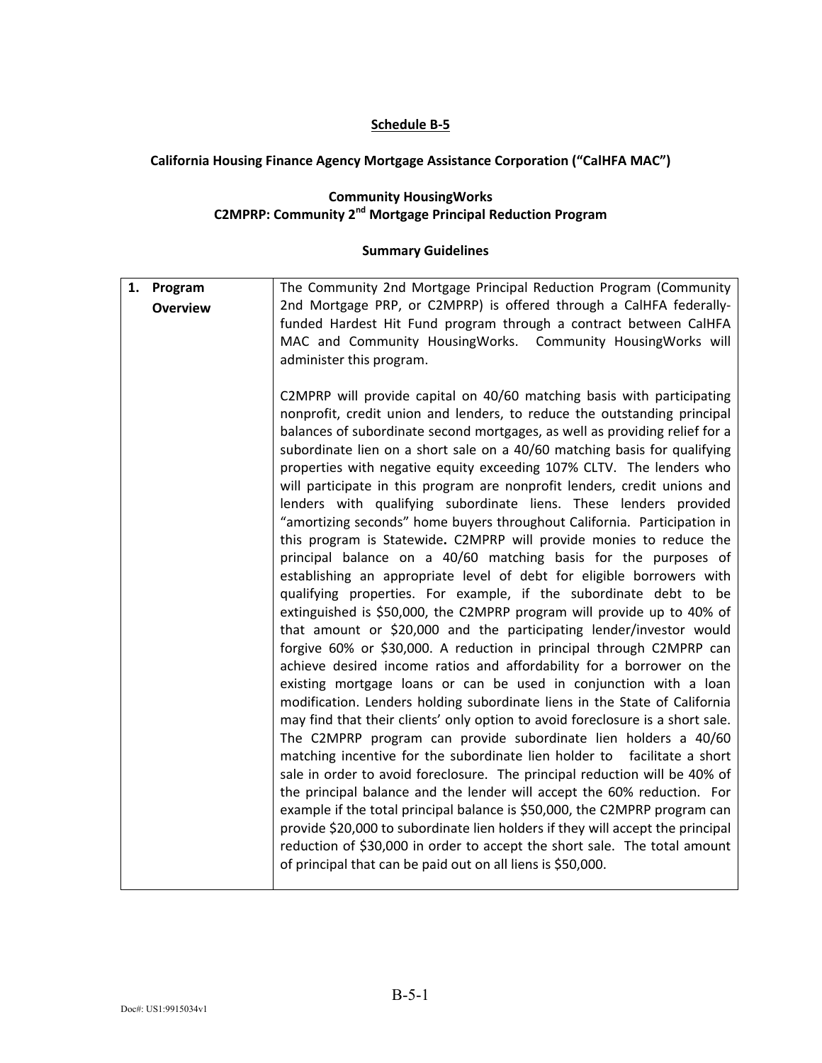**Schedule B-5**

**California Housing Finance Agency Mortgage Assistance Corporation ("CalHFA MAC")**

**Community HousingWorks**
**C2MPRP: Community 2nd Mortgage Principal Reduction Program**

**Summary Guidelines**

| | |
|---|---|
| **1. Program Overview** | The Community 2nd Mortgage Principal Reduction Program (Community 2nd Mortgage PRP, or C2MPRP) is offered through a CalHFA federally-funded Hardest Hit Fund program through a contract between CalHFA MAC and Community HousingWorks. Community HousingWorks will administer this program.<br><br>C2MPRP will provide capital on 40/60 matching basis with participating nonprofit, credit union and lenders, to reduce the outstanding principal balances of subordinate second mortgages, as well as providing relief for a subordinate lien on a short sale on a 40/60 matching basis for qualifying properties with negative equity exceeding 107% CLTV. The lenders who will participate in this program are nonprofit lenders, credit unions and lenders with qualifying subordinate liens. These lenders provided "amortizing seconds" home buyers throughout California. Participation in this program is Statewide**.** C2MPRP will provide monies to reduce the principal balance on a 40/60 matching basis for the purposes of establishing an appropriate level of debt for eligible borrowers with qualifying properties. For example, if the subordinate debt to be extinguished is $50,000, the C2MPRP program will provide up to 40% of that amount or $20,000 and the participating lender/investor would forgive 60% or $30,000. A reduction in principal through C2MPRP can achieve desired income ratios and affordability for a borrower on the existing mortgage loans or can be used in conjunction with a loan modification. Lenders holding subordinate liens in the State of California may find that their clients' only option to avoid foreclosure is a short sale. The C2MPRP program can provide subordinate lien holders a 40/60 matching incentive for the subordinate lien holder to facilitate a short sale in order to avoid foreclosure. The principal reduction will be 40% of the principal balance and the lender will accept the 60% reduction. For example if the total principal balance is $50,000, the C2MPRP program can provide $20,000 to subordinate lien holders if they will accept the principal reduction of $30,000 in order to accept the short sale. The total amount of principal that can be paid out on all liens is $50,000. |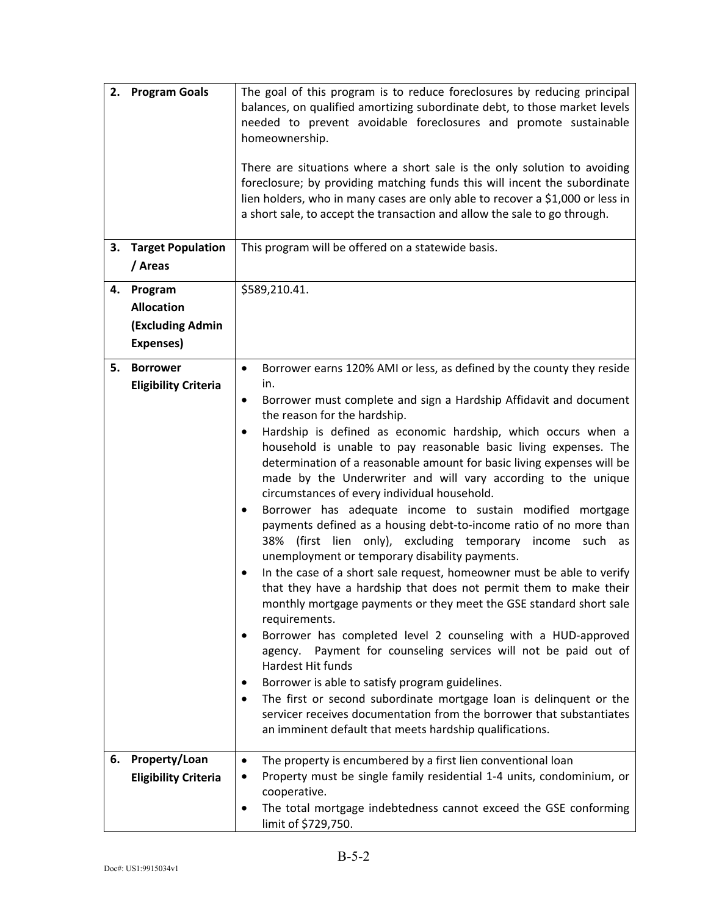| | |
|---|---|
| **2. Program Goals** | The goal of this program is to reduce foreclosures by reducing principal balances, on qualified amortizing subordinate debt, to those market levels needed to prevent avoidable foreclosures and promote sustainable homeownership.<br><br>There are situations where a short sale is the only solution to avoiding foreclosure; by providing matching funds this will incent the subordinate lien holders, who in many cases are only able to recover a $1,000 or less in a short sale, to accept the transaction and allow the sale to go through. |
| **3. Target Population / Areas** | This program will be offered on a statewide basis. |
| **4. Program Allocation (Excluding Admin Expenses)** | $589,210.41. |
| **5. Borrower Eligibility Criteria** | • Borrower earns 120% AMI or less, as defined by the county they reside in.<br>• Borrower must complete and sign a Hardship Affidavit and document the reason for the hardship.<br>• Hardship is defined as economic hardship, which occurs when a household is unable to pay reasonable basic living expenses. The determination of a reasonable amount for basic living expenses will be made by the Underwriter and will vary according to the unique circumstances of every individual household.<br>• Borrower has adequate income to sustain modified mortgage payments defined as a housing debt-to-income ratio of no more than 38% (first lien only), excluding temporary income such as unemployment or temporary disability payments.<br>• In the case of a short sale request, homeowner must be able to verify that they have a hardship that does not permit them to make their monthly mortgage payments or they meet the GSE standard short sale requirements.<br>• Borrower has completed level 2 counseling with a HUD-approved agency. Payment for counseling services will not be paid out of Hardest Hit funds<br>• Borrower is able to satisfy program guidelines.<br>• The first or second subordinate mortgage loan is delinquent or the servicer receives documentation from the borrower that substantiates an imminent default that meets hardship qualifications. |
| **6. Property/Loan Eligibility Criteria** | • The property is encumbered by a first lien conventional loan<br>• Property must be single family residential 1-4 units, condominium, or cooperative.<br>• The total mortgage indebtedness cannot exceed the GSE conforming limit of $729,750. |

B-5-2

Doc#: US1:9915034v1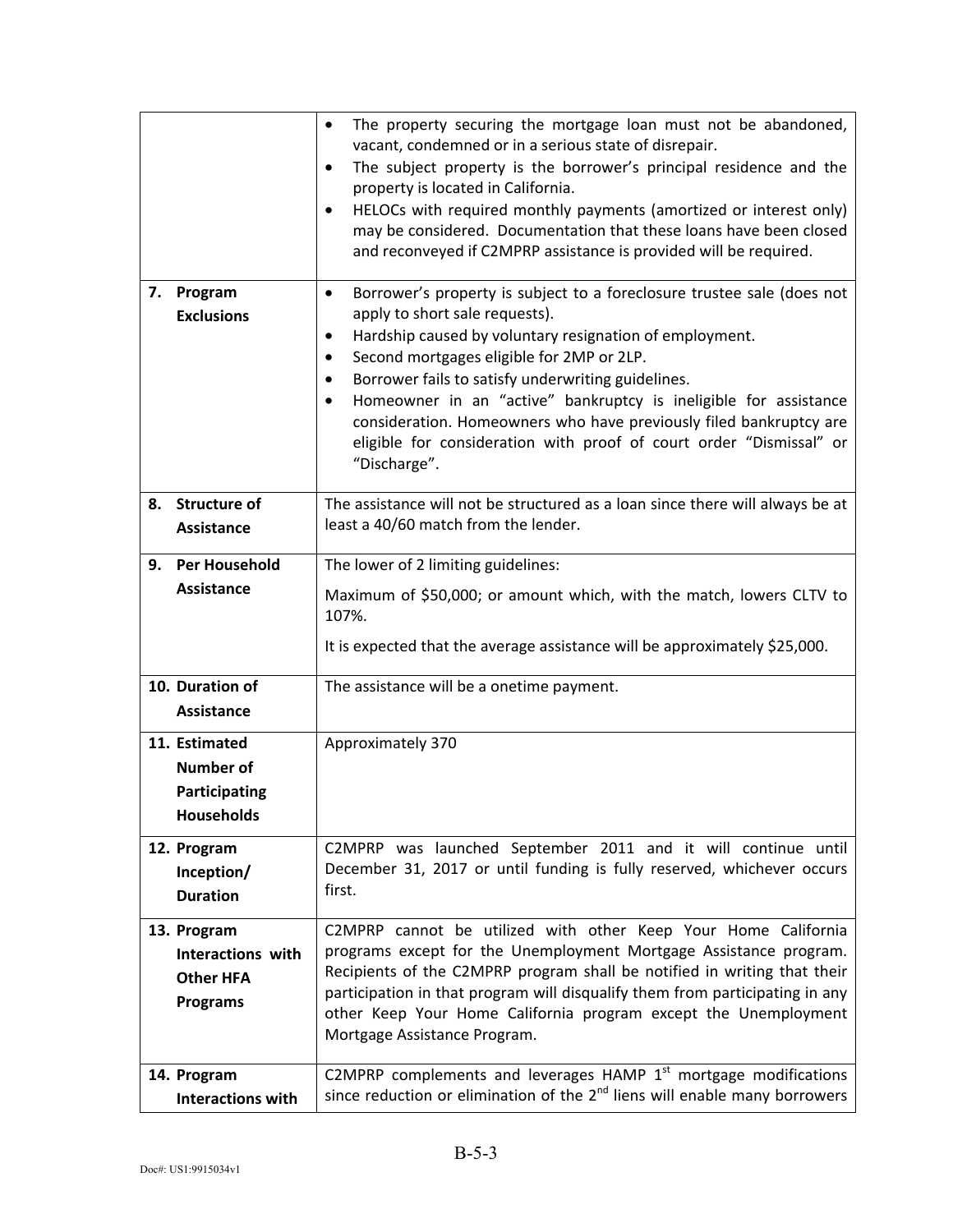| | |
|---|---|
| | • The property securing the mortgage loan must not be abandoned, vacant, condemned or in a serious state of disrepair.<br>• The subject property is the borrower's principal residence and the property is located in California.<br>• HELOCs with required monthly payments (amortized or interest only) may be considered. Documentation that these loans have been closed and reconveyed if C2MPRP assistance is provided will be required. |
| **7. Program Exclusions** | • Borrower's property is subject to a foreclosure trustee sale (does not apply to short sale requests).<br>• Hardship caused by voluntary resignation of employment.<br>• Second mortgages eligible for 2MP or 2LP.<br>• Borrower fails to satisfy underwriting guidelines.<br>• Homeowner in an "active" bankruptcy is ineligible for assistance consideration. Homeowners who have previously filed bankruptcy are eligible for consideration with proof of court order "Dismissal" or "Discharge". |
| **8. Structure of Assistance** | The assistance will not be structured as a loan since there will always be at least a 40/60 match from the lender. |
| **9. Per Household Assistance** | The lower of 2 limiting guidelines:<br>Maximum of $50,000; or amount which, with the match, lowers CLTV to 107%.<br>It is expected that the average assistance will be approximately $25,000. |
| **10. Duration of Assistance** | The assistance will be a onetime payment. |
| **11. Estimated Number of Participating Households** | Approximately 370 |
| **12. Program Inception/ Duration** | C2MPRP was launched September 2011 and it will continue until December 31, 2017 or until funding is fully reserved, whichever occurs first. |
| **13. Program Interactions with Other HFA Programs** | C2MPRP cannot be utilized with other Keep Your Home California programs except for the Unemployment Mortgage Assistance program. Recipients of the C2MPRP program shall be notified in writing that their participation in that program will disqualify them from participating in any other Keep Your Home California program except the Unemployment Mortgage Assistance Program. |
| **14. Program Interactions with** | C2MPRP complements and leverages HAMP 1st mortgage modifications since reduction or elimination of the 2nd liens will enable many borrowers |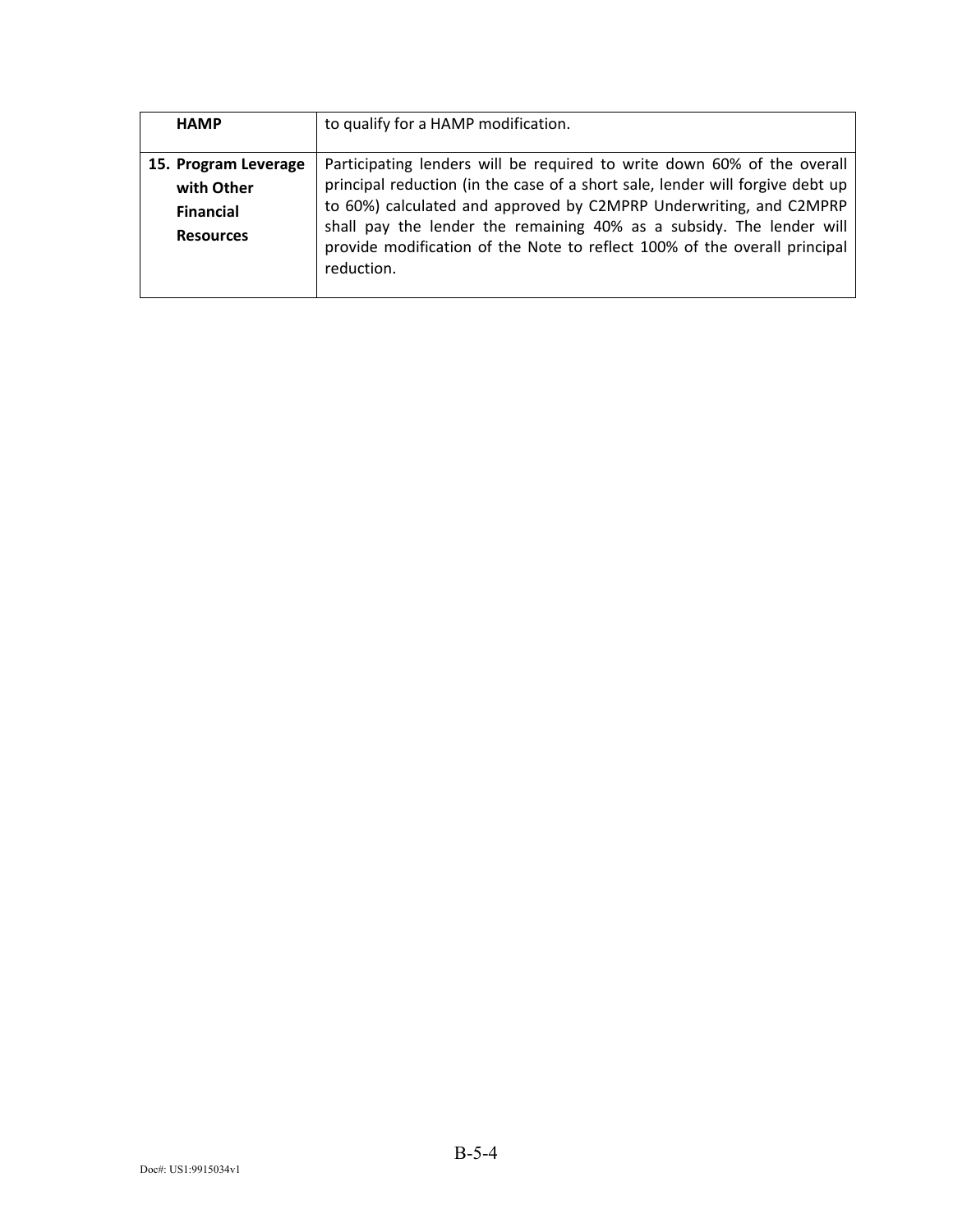| | |
|---|---|
| **HAMP** | to qualify for a HAMP modification. |
| **15. Program Leverage with Other Financial Resources** | Participating lenders will be required to write down 60% of the overall principal reduction (in the case of a short sale, lender will forgive debt up to 60%) calculated and approved by C2MPRP Underwriting, and C2MPRP shall pay the lender the remaining 40% as a subsidy. The lender will provide modification of the Note to reflect 100% of the overall principal reduction. |

B-5-4

Doc#: US1:9915034v1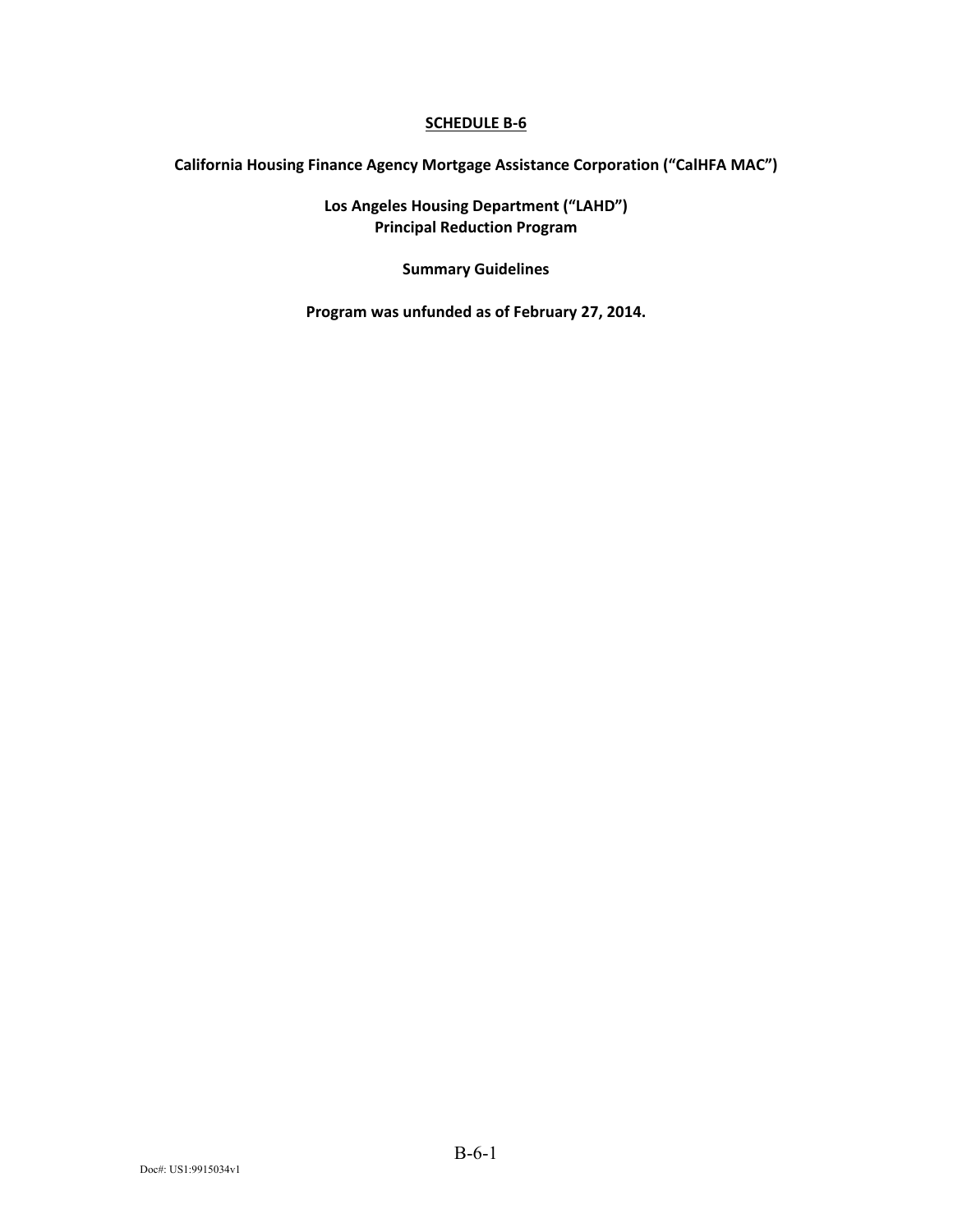# SCHEDULE B-6

**California Housing Finance Agency Mortgage Assistance Corporation ("CalHFA MAC")**

**Los Angeles Housing Department ("LAHD")**
**Principal Reduction Program**

**Summary Guidelines**

**Program was unfunded as of February 27, 2014.**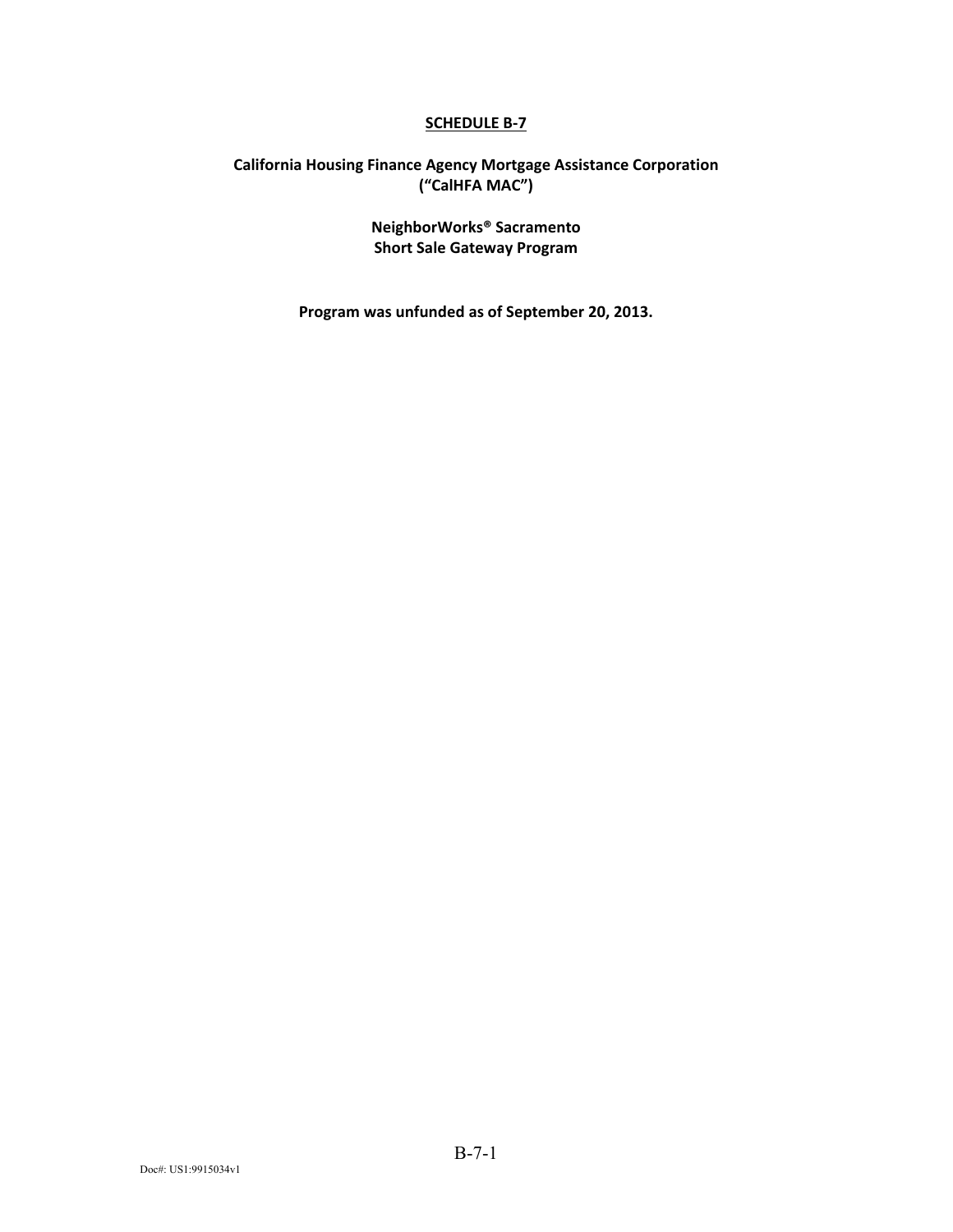# SCHEDULE B-7

## California Housing Finance Agency Mortgage Assistance Corporation ("CalHFA MAC")

## NeighborWorks® Sacramento Short Sale Gateway Program

**Program was unfunded as of September 20, 2013.**

Doc#: US1:9915034v1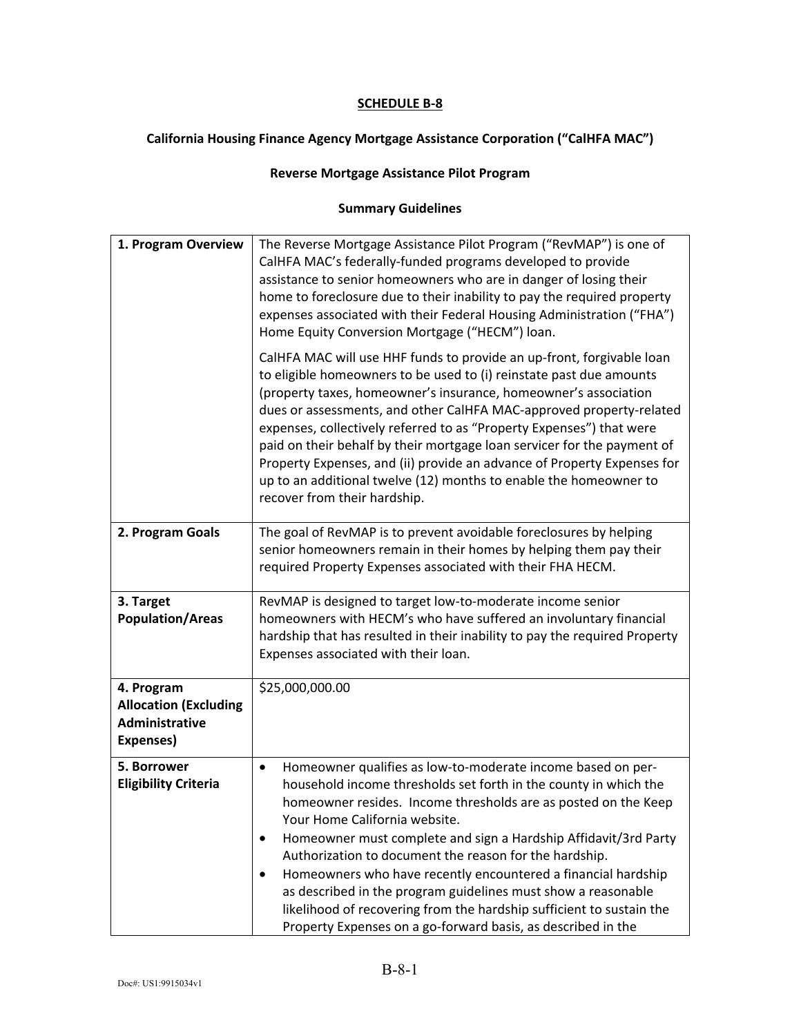**SCHEDULE B-8**

**California Housing Finance Agency Mortgage Assistance Corporation ("CalHFA MAC")**

**Reverse Mortgage Assistance Pilot Program**

**Summary Guidelines**

| | |
|---|---|
| **1. Program Overview** | The Reverse Mortgage Assistance Pilot Program ("RevMAP") is one of CalHFA MAC's federally-funded programs developed to provide assistance to senior homeowners who are in danger of losing their home to foreclosure due to their inability to pay the required property expenses associated with their Federal Housing Administration ("FHA") Home Equity Conversion Mortgage ("HECM") loan.<br><br>CalHFA MAC will use HHF funds to provide an up-front, forgivable loan to eligible homeowners to be used to (i) reinstate past due amounts (property taxes, homeowner's insurance, homeowner's association dues or assessments, and other CalHFA MAC-approved property-related expenses, collectively referred to as "Property Expenses") that were paid on their behalf by their mortgage loan servicer for the payment of Property Expenses, and (ii) provide an advance of Property Expenses for up to an additional twelve (12) months to enable the homeowner to recover from their hardship. |
| **2. Program Goals** | The goal of RevMAP is to prevent avoidable foreclosures by helping senior homeowners remain in their homes by helping them pay their required Property Expenses associated with their FHA HECM. |
| **3. Target Population/Areas** | RevMAP is designed to target low-to-moderate income senior homeowners with HECM's who have suffered an involuntary financial hardship that has resulted in their inability to pay the required Property Expenses associated with their loan. |
| **4. Program Allocation (Excluding Administrative Expenses)** | $25,000,000.00 |
| **5. Borrower Eligibility Criteria** | • Homeowner qualifies as low-to-moderate income based on per-household income thresholds set forth in the county in which the homeowner resides. Income thresholds are as posted on the Keep Your Home California website.<br>• Homeowner must complete and sign a Hardship Affidavit/3rd Party Authorization to document the reason for the hardship.<br>• Homeowners who have recently encountered a financial hardship as described in the program guidelines must show a reasonable likelihood of recovering from the hardship sufficient to sustain the Property Expenses on a go-forward basis, as described in the |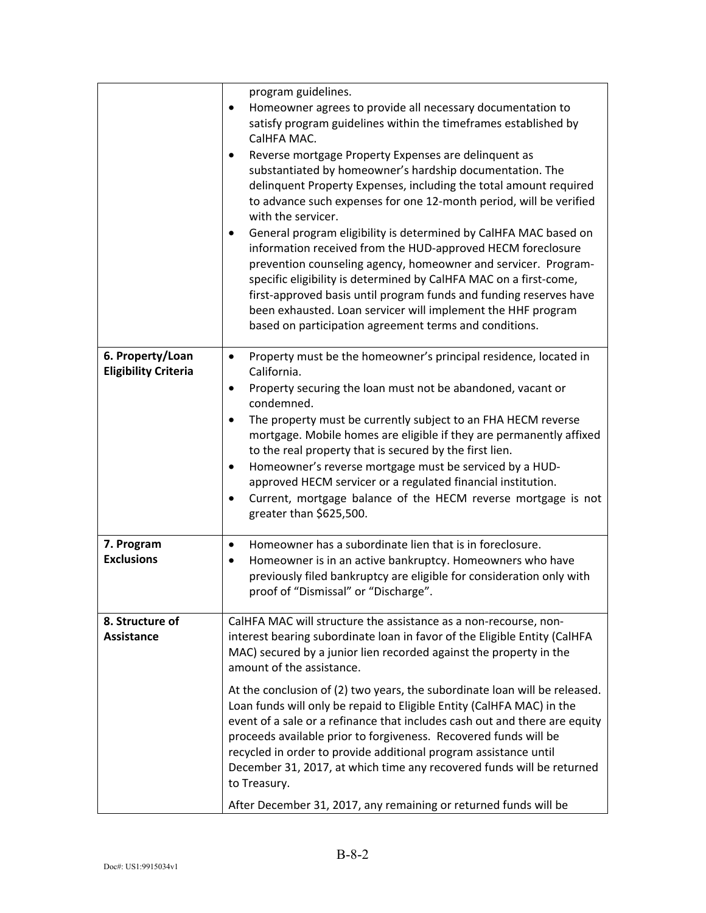| | |
|---|---|
| | program guidelines.<br>• Homeowner agrees to provide all necessary documentation to satisfy program guidelines within the timeframes established by CalHFA MAC.<br>• Reverse mortgage Property Expenses are delinquent as substantiated by homeowner's hardship documentation. The delinquent Property Expenses, including the total amount required to advance such expenses for one 12-month period, will be verified with the servicer.<br>• General program eligibility is determined by CalHFA MAC based on information received from the HUD-approved HECM foreclosure prevention counseling agency, homeowner and servicer. Program-specific eligibility is determined by CalHFA MAC on a first-come, first-approved basis until program funds and funding reserves have been exhausted. Loan servicer will implement the HHF program based on participation agreement terms and conditions. |
| **6. Property/Loan Eligibility Criteria** | • Property must be the homeowner's principal residence, located in California.<br>• Property securing the loan must not be abandoned, vacant or condemned.<br>• The property must be currently subject to an FHA HECM reverse mortgage. Mobile homes are eligible if they are permanently affixed to the real property that is secured by the first lien.<br>• Homeowner's reverse mortgage must be serviced by a HUD-approved HECM servicer or a regulated financial institution.<br>• Current, mortgage balance of the HECM reverse mortgage is not greater than $625,500. |
| **7. Program Exclusions** | • Homeowner has a subordinate lien that is in foreclosure.<br>• Homeowner is in an active bankruptcy. Homeowners who have previously filed bankruptcy are eligible for consideration only with proof of "Dismissal" or "Discharge". |
| **8. Structure of Assistance** | CalHFA MAC will structure the assistance as a non-recourse, non-interest bearing subordinate loan in favor of the Eligible Entity (CalHFA MAC) secured by a junior lien recorded against the property in the amount of the assistance.<br><br>At the conclusion of (2) two years, the subordinate loan will be released. Loan funds will only be repaid to Eligible Entity (CalHFA MAC) in the event of a sale or a refinance that includes cash out and there are equity proceeds available prior to forgiveness. Recovered funds will be recycled in order to provide additional program assistance until December 31, 2017, at which time any recovered funds will be returned to Treasury.<br><br>After December 31, 2017, any remaining or returned funds will be |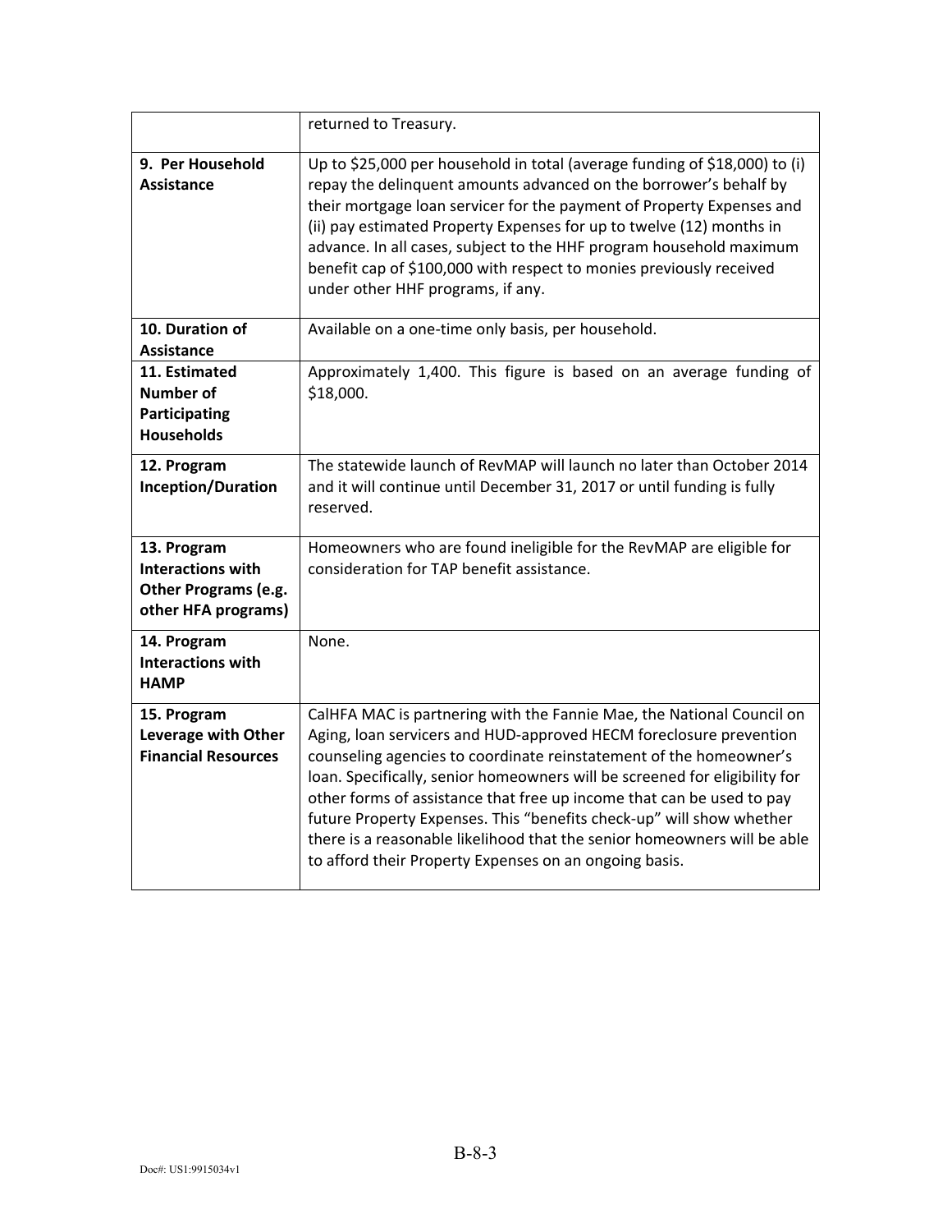| | |
|---|---|
| | returned to Treasury. |
| **9. Per Household Assistance** | Up to $25,000 per household in total (average funding of $18,000) to (i) repay the delinquent amounts advanced on the borrower's behalf by their mortgage loan servicer for the payment of Property Expenses and (ii) pay estimated Property Expenses for up to twelve (12) months in advance. In all cases, subject to the HHF program household maximum benefit cap of $100,000 with respect to monies previously received under other HHF programs, if any. |
| **10. Duration of Assistance** | Available on a one-time only basis, per household. |
| **11. Estimated Number of Participating Households** | Approximately 1,400. This figure is based on an average funding of $18,000. |
| **12. Program Inception/Duration** | The statewide launch of RevMAP will launch no later than October 2014 and it will continue until December 31, 2017 or until funding is fully reserved. |
| **13. Program Interactions with Other Programs (e.g. other HFA programs)** | Homeowners who are found ineligible for the RevMAP are eligible for consideration for TAP benefit assistance. |
| **14. Program Interactions with HAMP** | None. |
| **15. Program Leverage with Other Financial Resources** | CalHFA MAC is partnering with the Fannie Mae, the National Council on Aging, loan servicers and HUD-approved HECM foreclosure prevention counseling agencies to coordinate reinstatement of the homeowner's loan. Specifically, senior homeowners will be screened for eligibility for other forms of assistance that free up income that can be used to pay future Property Expenses. This "benefits check-up" will show whether there is a reasonable likelihood that the senior homeowners will be able to afford their Property Expenses on an ongoing basis. |

B-8-3

Doc#: US1:9915034v1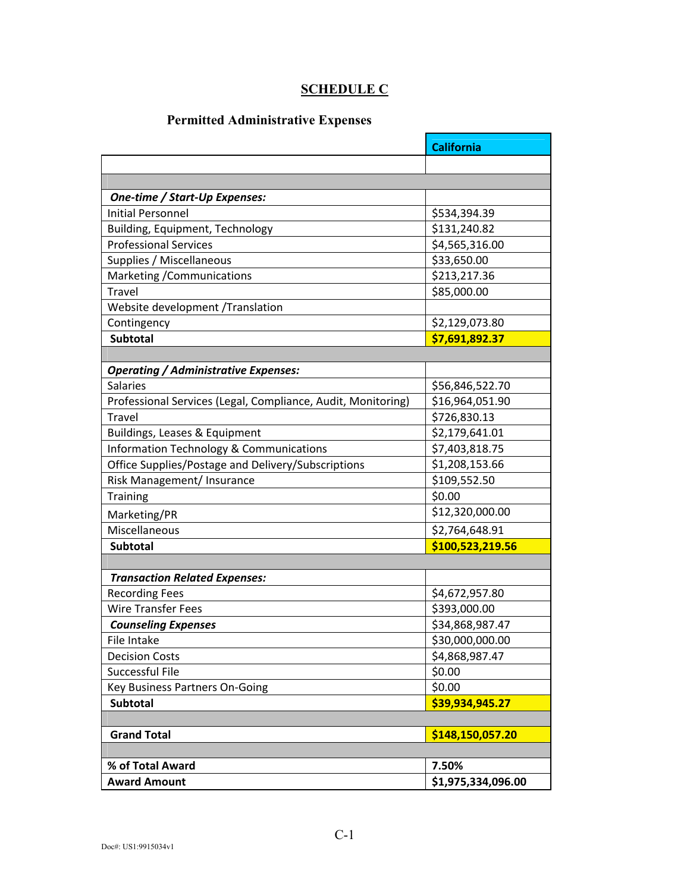## SCHEDULE C

### Permitted Administrative Expenses

| | California |
|---|---|
| | |
| | |
| ***One-time / Start-Up Expenses:*** | |
| Initial Personnel | $534,394.39 |
| Building, Equipment, Technology | $131,240.82 |
| Professional Services | $4,565,316.00 |
| Supplies / Miscellaneous | $33,650.00 |
| Marketing /Communications | $213,217.36 |
| Travel | $85,000.00 |
| Website development /Translation | |
| Contingency | $2,129,073.80 |
| **Subtotal** | **$7,691,892.37** |
| | |
| ***Operating / Administrative Expenses:*** | |
| Salaries | $56,846,522.70 |
| Professional Services (Legal, Compliance, Audit, Monitoring) | $16,964,051.90 |
| Travel | $726,830.13 |
| Buildings, Leases & Equipment | $2,179,641.01 |
| Information Technology & Communications | $7,403,818.75 |
| Office Supplies/Postage and Delivery/Subscriptions | $1,208,153.66 |
| Risk Management/ Insurance | $109,552.50 |
| Training | $0.00 |
| Marketing/PR | $12,320,000.00 |
| Miscellaneous | $2,764,648.91 |
| **Subtotal** | **$100,523,219.56** |
| | |
| ***Transaction Related Expenses:*** | |
| Recording Fees | $4,672,957.80 |
| Wire Transfer Fees | $393,000.00 |
| ***Counseling Expenses*** | $34,868,987.47 |
| File Intake | $30,000,000.00 |
| Decision Costs | $4,868,987.47 |
| Successful File | $0.00 |
| Key Business Partners On-Going | $0.00 |
| **Subtotal** | **$39,934,945.27** |
| | |
| **Grand Total** | **$148,150,057.20** |
| | |
| **% of Total Award** | **7.50%** |
| **Award Amount** | **$1,975,334,096.00** |

C-1

Doc#: US1:9915034v1